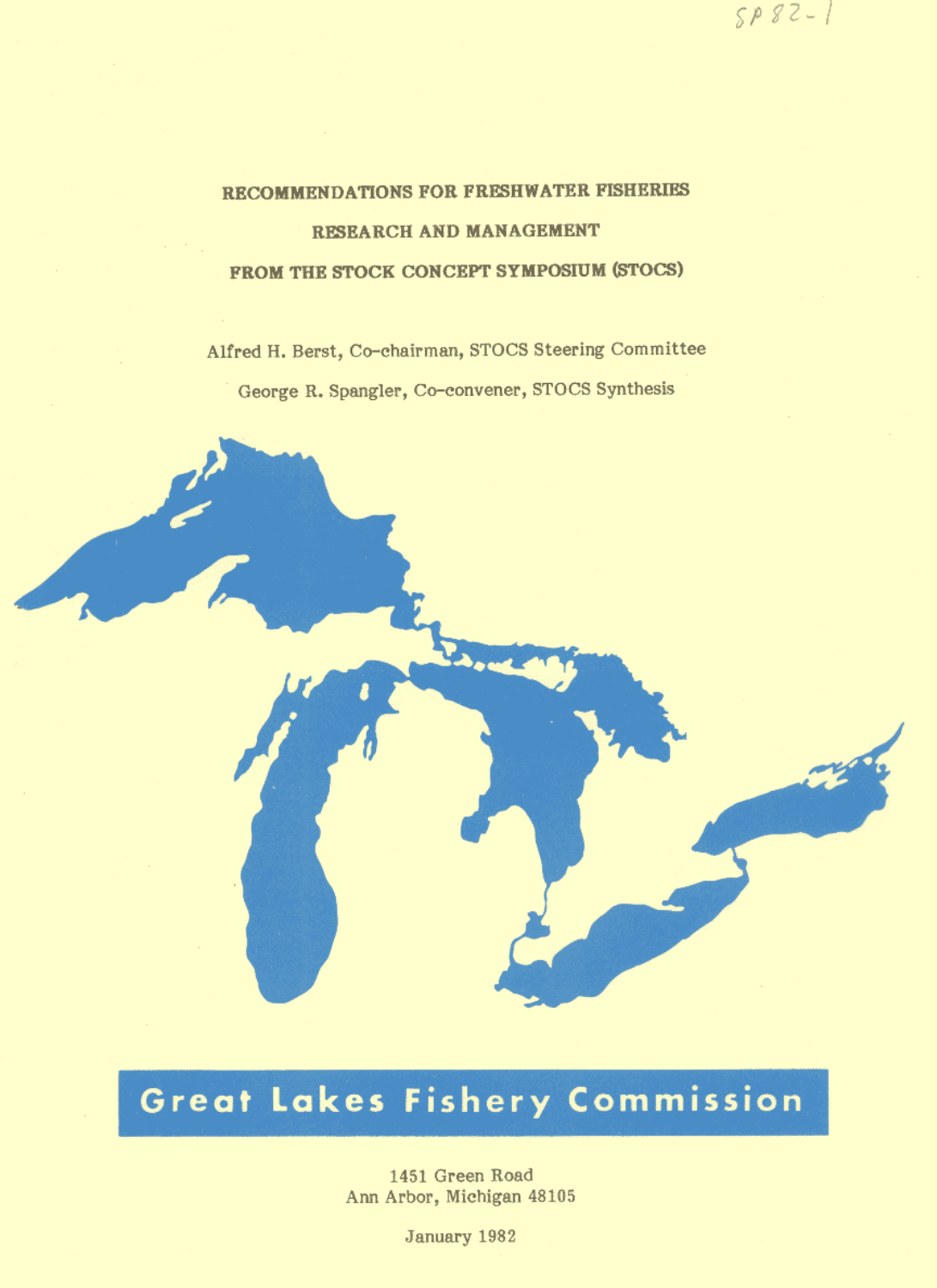SP 82-1

# RECOMMENDATIONS FOR FRESHWATER FISHERIES RESEARCH AND MANAGEMENT FROM THE STOCK CONCEPT SYMPOSIUM (STOCS)

Alfred H. Berst, Co-chairman, STOCS Steering Committee

George R. Spangler, Co-convener, STOCS Synthesis

**Great Lakes Fishery Commission**

1451 Green Road
Ann Arbor, Michigan 48105

January 1982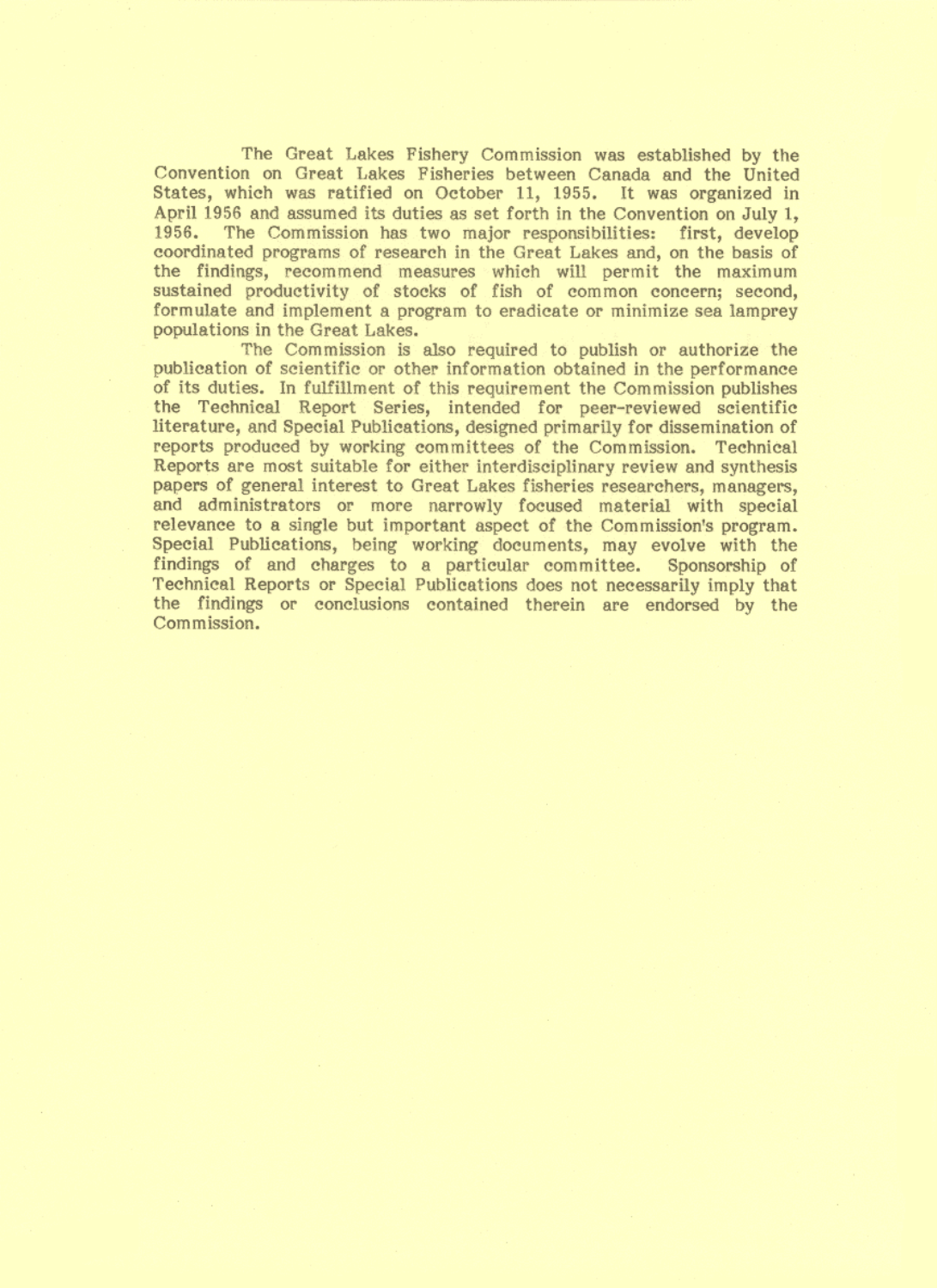The Great Lakes Fishery Commission was established by the Convention on Great Lakes Fisheries between Canada and the United States, which was ratified on October 11, 1955. It was organized in April 1956 and assumed its duties as set forth in the Convention on July 1, 1956. The Commission has two major responsibilities: first, develop coordinated programs of research in the Great Lakes and, on the basis of the findings, recommend measures which will permit the maximum sustained productivity of stocks of fish of common concern; second, formulate and implement a program to eradicate or minimize sea lamprey populations in the Great Lakes.

The Commission is also required to publish or authorize the publication of scientific or other information obtained in the performance of its duties. In fulfillment of this requirement the Commission publishes the Technical Report Series, intended for peer-reviewed scientific literature, and Special Publications, designed primarily for dissemination of reports produced by working committees of the Commission. Technical Reports are most suitable for either interdisciplinary review and synthesis papers of general interest to Great Lakes fisheries researchers, managers, and administrators or more narrowly focused material with special relevance to a single but important aspect of the Commission's program. Special Publications, being working documents, may evolve with the findings of and charges to a particular committee. Sponsorship of Technical Reports or Special Publications does not necessarily imply that the findings or conclusions contained therein are endorsed by the Commission.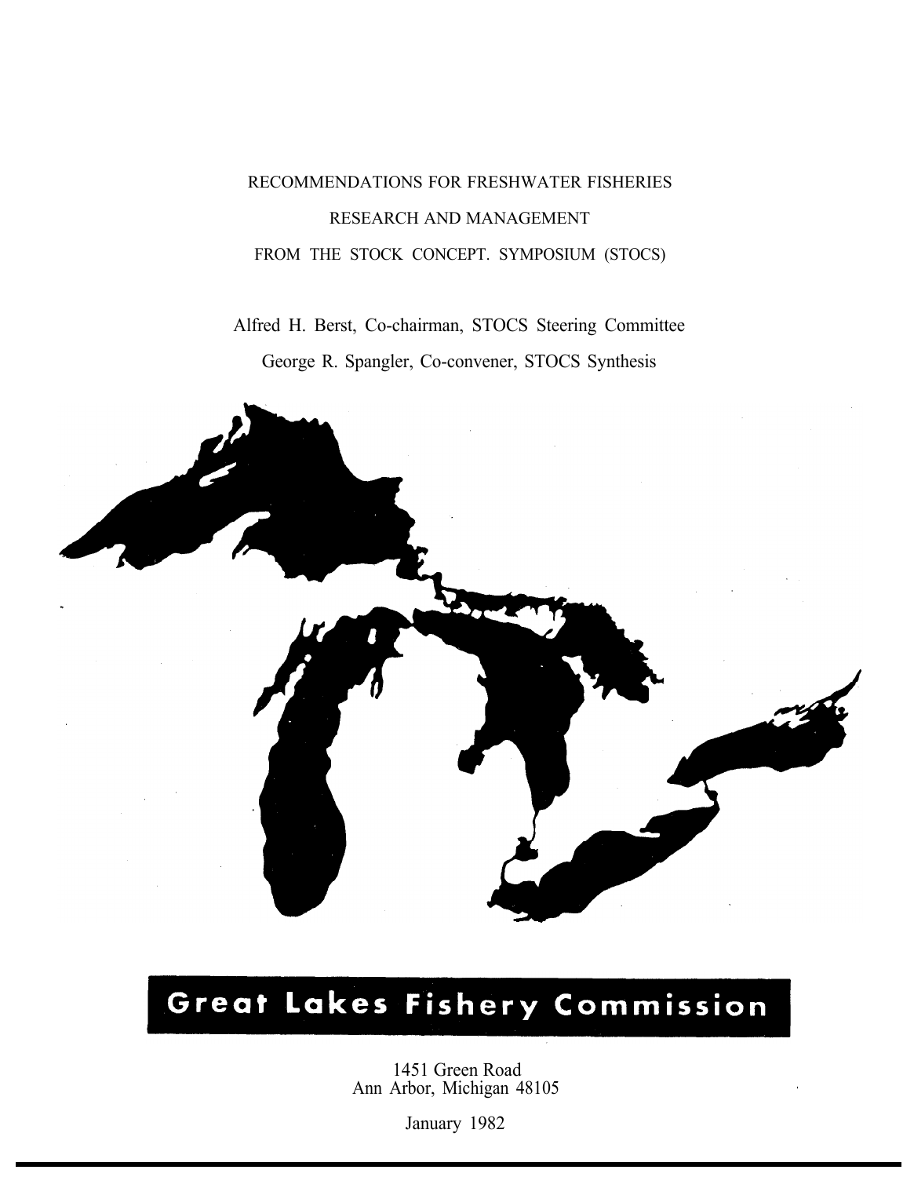RECOMMENDATIONS FOR FRESHWATER FISHERIES

RESEARCH AND MANAGEMENT

FROM THE STOCK CONCEPT. SYMPOSIUM (STOCS)

Alfred H. Berst, Co-chairman, STOCS Steering Committee

George R. Spangler, Co-convener, STOCS Synthesis

**Great Lakes Fishery Commission**

1451 Green Road
Ann Arbor, Michigan 48105

January 1982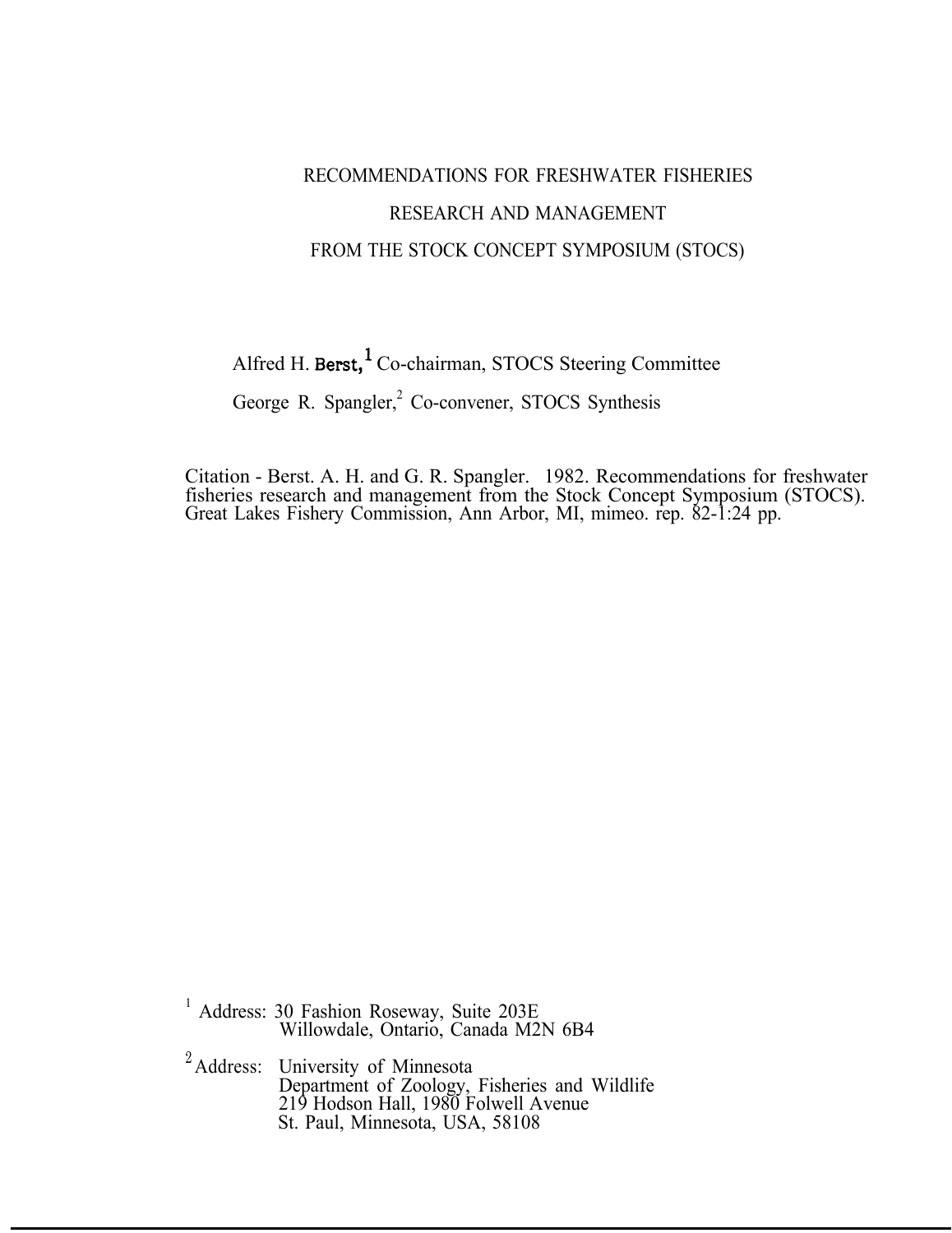# RECOMMENDATIONS FOR FRESHWATER FISHERIES RESEARCH AND MANAGEMENT FROM THE STOCK CONCEPT SYMPOSIUM (STOCS)

Alfred H. Berst,[1] Co-chairman, STOCS Steering Committee

George R. Spangler,[2] Co-convener, STOCS Synthesis

Citation - Berst. A. H. and G. R. Spangler. 1982. Recommendations for freshwater fisheries research and management from the Stock Concept Symposium (STOCS). Great Lakes Fishery Commission, Ann Arbor, MI, mimeo. rep. 82-1:24 pp.

[1] Address: 30 Fashion Roseway, Suite 203E
Willowdale, Ontario, Canada M2N 6B4

[2] Address: University of Minnesota
Department of Zoology, Fisheries and Wildlife
219 Hodson Hall, 1980 Folwell Avenue
St. Paul, Minnesota, USA, 58108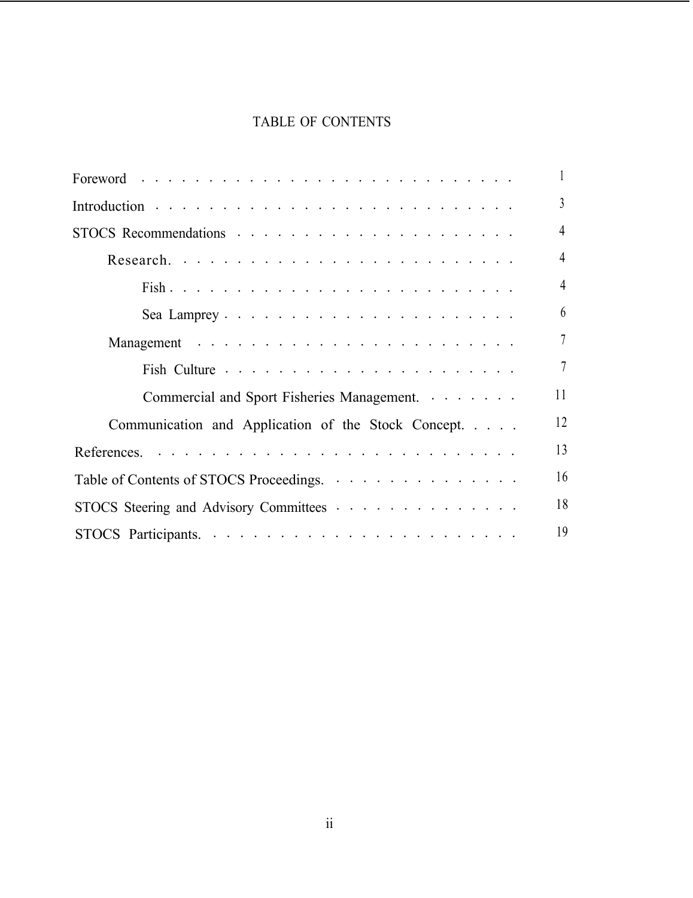# TABLE OF CONTENTS

| | |
|---|---|
| Foreword | 1 |
| Introduction | 3 |
| STOCS Recommendations | 4 |
| Research. | 4 |
| Fish | 4 |
| Sea Lamprey | 6 |
| Management | 7 |
| Fish Culture | 7 |
| Commercial and Sport Fisheries Management. | 11 |
| Communication and Application of the Stock Concept. | 12 |
| References. | 13 |
| Table of Contents of STOCS Proceedings. | 16 |
| STOCS Steering and Advisory Committees | 18 |
| STOCS Participants. | 19 |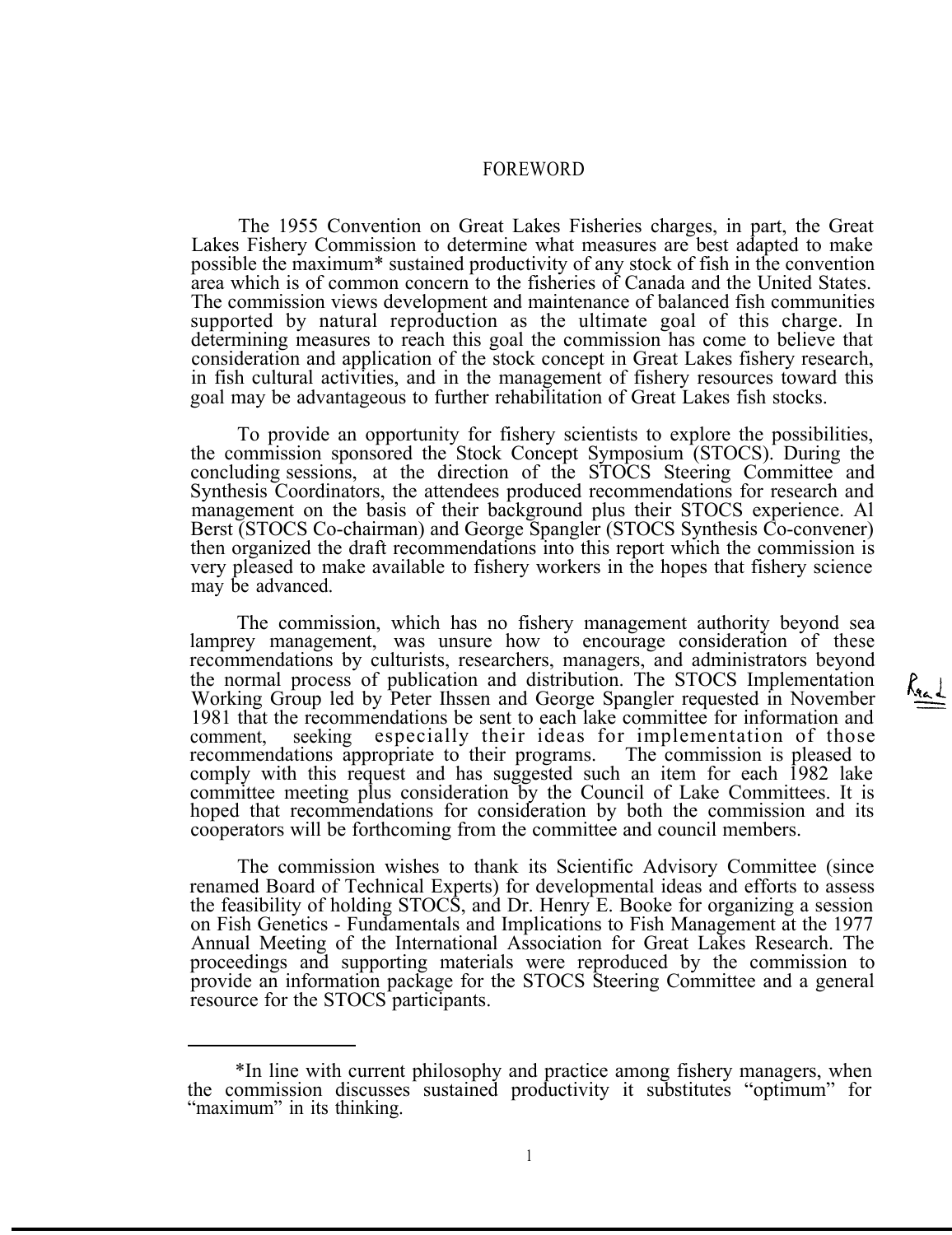# FOREWORD

The 1955 Convention on Great Lakes Fisheries charges, in part, the Great Lakes Fishery Commission to determine what measures are best adapted to make possible the maximum* sustained productivity of any stock of fish in the convention area which is of common concern to the fisheries of Canada and the United States. The commission views development and maintenance of balanced fish communities supported by natural reproduction as the ultimate goal of this charge. In determining measures to reach this goal the commission has come to believe that consideration and application of the stock concept in Great Lakes fishery research, in fish cultural activities, and in the management of fishery resources toward this goal may be advantageous to further rehabilitation of Great Lakes fish stocks.

To provide an opportunity for fishery scientists to explore the possibilities, the commission sponsored the Stock Concept Symposium (STOCS). During the concluding sessions, at the direction of the STOCS Steering Committee and Synthesis Coordinators, the attendees produced recommendations for research and management on the basis of their background plus their STOCS experience. Al Berst (STOCS Co-chairman) and George Spangler (STOCS Synthesis Co-convener) then organized the draft recommendations into this report which the commission is very pleased to make available to fishery workers in the hopes that fishery science may be advanced.

The commission, which has no fishery management authority beyond sea lamprey management, was unsure how to encourage consideration of these recommendations by culturists, researchers, managers, and administrators beyond the normal process of publication and distribution. The STOCS Implementation Working Group led by Peter Ihssen and George Spangler requested in November 1981 that the recommendations be sent to each lake committee for information and comment, seeking especially their ideas for implementation of those recommendations appropriate to their programs. The commission is pleased to comply with this request and has suggested such an item for each 1982 lake committee meeting plus consideration by the Council of Lake Committees. It is hoped that recommendations for consideration by both the commission and its cooperators will be forthcoming from the committee and council members.

The commission wishes to thank its Scientific Advisory Committee (since renamed Board of Technical Experts) for developmental ideas and efforts to assess the feasibility of holding STOCS, and Dr. Henry E. Booke for organizing a session on Fish Genetics - Fundamentals and Implications to Fish Management at the 1977 Annual Meeting of the International Association for Great Lakes Research. The proceedings and supporting materials were reproduced by the commission to provide an information package for the STOCS Steering Committee and a general resource for the STOCS participants.

---

*In line with current philosophy and practice among fishery managers, when the commission discusses sustained productivity it substitutes "optimum" for "maximum" in its thinking.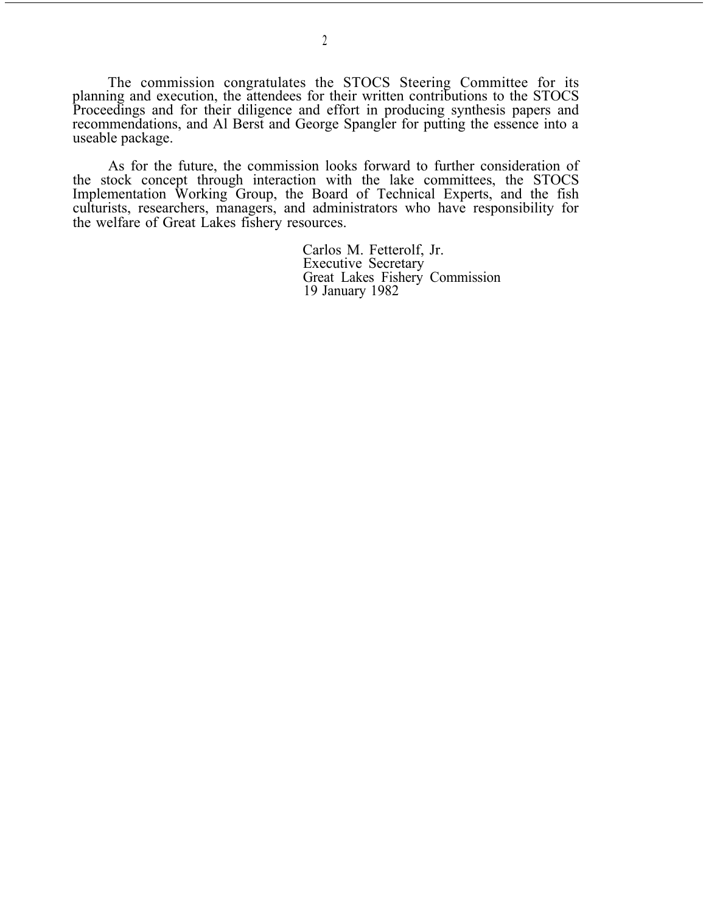The commission congratulates the STOCS Steering Committee for its planning and execution, the attendees for their written contributions to the STOCS Proceedings and for their diligence and effort in producing synthesis papers and recommendations, and Al Berst and George Spangler for putting the essence into a useable package.

As for the future, the commission looks forward to further consideration of the stock concept through interaction with the lake committees, the STOCS Implementation Working Group, the Board of Technical Experts, and the fish culturists, researchers, managers, and administrators who have responsibility for the welfare of Great Lakes fishery resources.

Carlos M. Fetterolf, Jr.
Executive Secretary
Great Lakes Fishery Commission
19 January 1982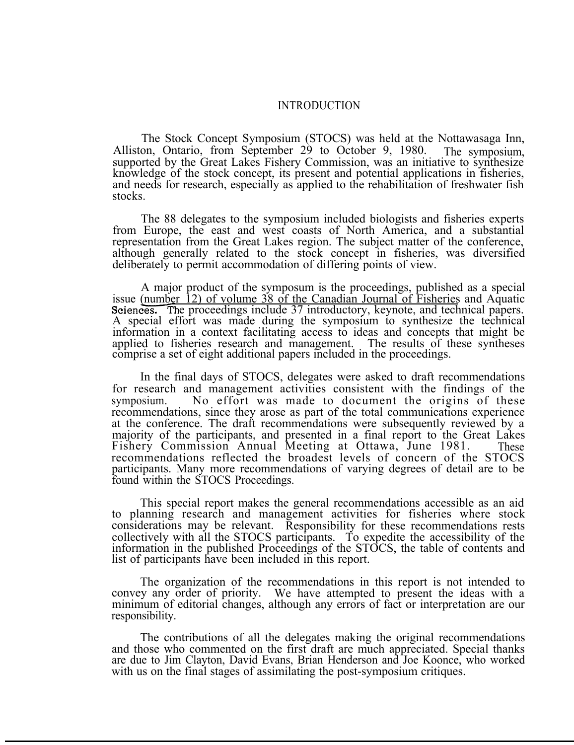# INTRODUCTION

The Stock Concept Symposium (STOCS) was held at the Nottawasaga Inn, Alliston, Ontario, from September 29 to October 9, 1980. The symposium, supported by the Great Lakes Fishery Commission, was an initiative to synthesize knowledge of the stock concept, its present and potential applications in fisheries, and needs for research, especially as applied to the rehabilitation of freshwater fish stocks.

The 88 delegates to the symposium included biologists and fisheries experts from Europe, the east and west coasts of North America, and a substantial representation from the Great Lakes region. The subject matter of the conference, although generally related to the stock concept in fisheries, was diversified deliberately to permit accommodation of differing points of view.

A major product of the symposum is the proceedings, published as a special issue (number 12) of volume 38 of the Canadian Journal of Fisheries and Aquatic Sciences. The proceedings include 37 introductory, keynote, and technical papers. A special effort was made during the symposium to synthesize the technical information in a context facilitating access to ideas and concepts that might be applied to fisheries research and management. The results of these syntheses comprise a set of eight additional papers included in the proceedings.

In the final days of STOCS, delegates were asked to draft recommendations for research and management activities consistent with the findings of the symposium. No effort was made to document the origins of these recommendations, since they arose as part of the total communications experience at the conference. The draft recommendations were subsequently reviewed by a majority of the participants, and presented in a final report to the Great Lakes Fishery Commission Annual Meeting at Ottawa, June 1981. These recommendations reflected the broadest levels of concern of the STOCS participants. Many more recommendations of varying degrees of detail are to be found within the STOCS Proceedings.

This special report makes the general recommendations accessible as an aid to planning research and management activities for fisheries where stock considerations may be relevant. Responsibility for these recommendations rests collectively with all the STOCS participants. To expedite the accessibility of the information in the published Proceedings of the STOCS, the table of contents and list of participants have been included in this report.

The organization of the recommendations in this report is not intended to convey any order of priority. We have attempted to present the ideas with a minimum of editorial changes, although any errors of fact or interpretation are our responsibility.

The contributions of all the delegates making the original recommendations and those who commented on the first draft are much appreciated. Special thanks are due to Jim Clayton, David Evans, Brian Henderson and Joe Koonce, who worked with us on the final stages of assimilating the post-symposium critiques.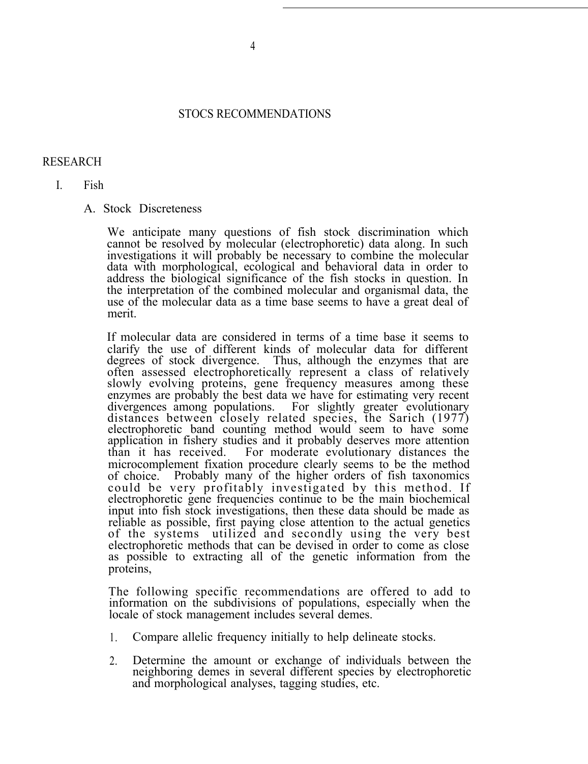# STOCS RECOMMENDATIONS

## RESEARCH

### I. Fish

#### A. Stock Discreteness

We anticipate many questions of fish stock discrimination which cannot be resolved by molecular (electrophoretic) data along. In such investigations it will probably be necessary to combine the molecular data with morphological, ecological and behavioral data in order to address the biological significance of the fish stocks in question. In the interpretation of the combined molecular and organismal data, the use of the molecular data as a time base seems to have a great deal of merit.

If molecular data are considered in terms of a time base it seems to clarify the use of different kinds of molecular data for different degrees of stock divergence. Thus, although the enzymes that are often assessed electrophoretically represent a class of relatively slowly evolving proteins, gene frequency measures among these enzymes are probably the best data we have for estimating very recent divergences among populations. For slightly greater evolutionary distances between closely related species, the Sarich (1977) electrophoretic band counting method would seem to have some application in fishery studies and it probably deserves more attention than it has received. For moderate evolutionary distances the microcomplement fixation procedure clearly seems to be the method of choice. Probably many of the higher orders of fish taxonomics could be very profitably investigated by this method. If electrophoretic gene frequencies continue to be the main biochemical input into fish stock investigations, then these data should be made as reliable as possible, first paying close attention to the actual genetics of the systems utilized and secondly using the very best electrophoretic methods that can be devised in order to come as close as possible to extracting all of the genetic information from the proteins,

The following specific recommendations are offered to add to information on the subdivisions of populations, especially when the locale of stock management includes several demes.

1. Compare allelic frequency initially to help delineate stocks.
2. Determine the amount or exchange of individuals between the neighboring demes in several different species by electrophoretic and morphological analyses, tagging studies, etc.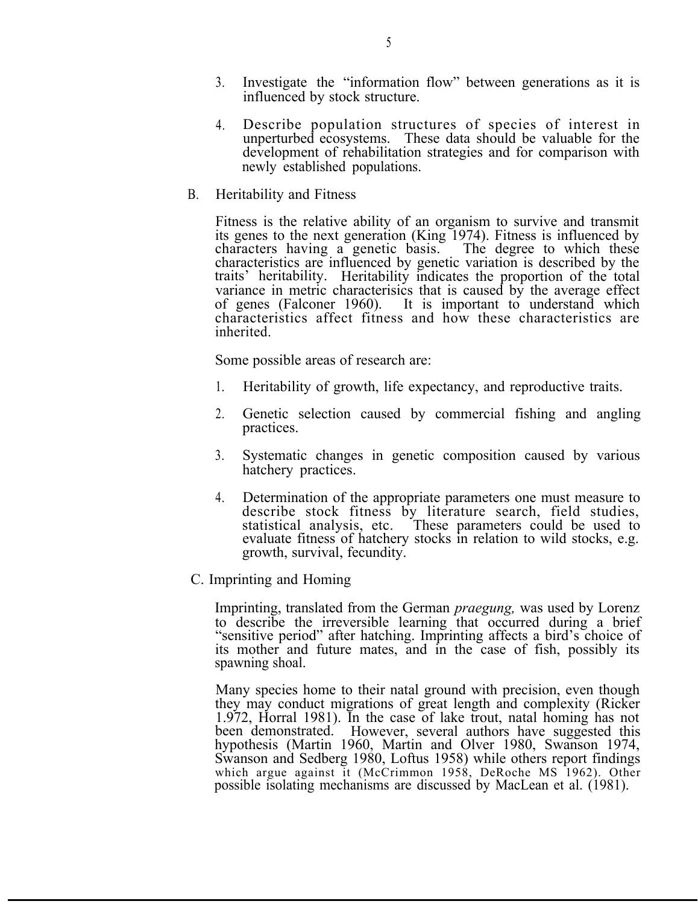3. Investigate the "information flow" between generations as it is influenced by stock structure.

4. Describe population structures of species of interest in unperturbed ecosystems. These data should be valuable for the development of rehabilitation strategies and for comparison with newly established populations.

## B. Heritability and Fitness

Fitness is the relative ability of an organism to survive and transmit its genes to the next generation (King 1974). Fitness is influenced by characters having a genetic basis. The degree to which these characteristics are influenced by genetic variation is described by the traits' heritability. Heritability indicates the proportion of the total variance in metric characterisics that is caused by the average effect of genes (Falconer 1960). It is important to understand which characteristics affect fitness and how these characteristics are inherited.

Some possible areas of research are:

1. Heritability of growth, life expectancy, and reproductive traits.

2. Genetic selection caused by commercial fishing and angling practices.

3. Systematic changes in genetic composition caused by various hatchery practices.

4. Determination of the appropriate parameters one must measure to describe stock fitness by literature search, field studies, statistical analysis, etc. These parameters could be used to evaluate fitness of hatchery stocks in relation to wild stocks, e.g. growth, survival, fecundity.

## C. Imprinting and Homing

Imprinting, translated from the German *praegung,* was used by Lorenz to describe the irreversible learning that occurred during a brief "sensitive period" after hatching. Imprinting affects a bird's choice of its mother and future mates, and in the case of fish, possibly its spawning shoal.

Many species home to their natal ground with precision, even though they may conduct migrations of great length and complexity (Ricker 1.972, Horral 1981). In the case of lake trout, natal homing has not been demonstrated. However, several authors have suggested this hypothesis (Martin 1960, Martin and Olver 1980, Swanson 1974, Swanson and Sedberg 1980, Loftus 1958) while others report findings which argue against it (McCrimmon 1958, DeRoche MS 1962). Other possible isolating mechanisms are discussed by MacLean et al. (1981).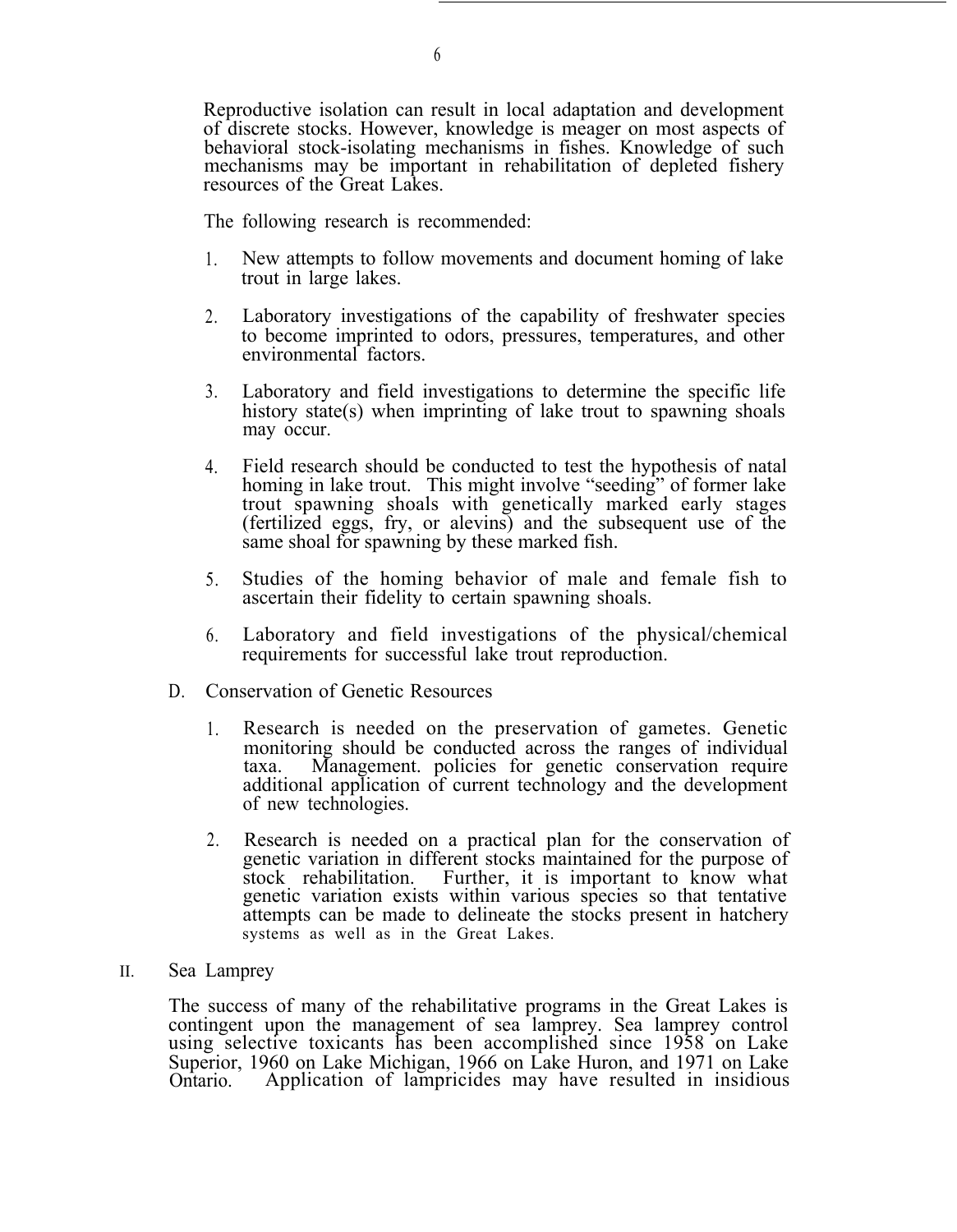Reproductive isolation can result in local adaptation and development of discrete stocks. However, knowledge is meager on most aspects of behavioral stock-isolating mechanisms in fishes. Knowledge of such mechanisms may be important in rehabilitation of depleted fishery resources of the Great Lakes.

The following research is recommended:

1. New attempts to follow movements and document homing of lake trout in large lakes.

2. Laboratory investigations of the capability of freshwater species to become imprinted to odors, pressures, temperatures, and other environmental factors.

3. Laboratory and field investigations to determine the specific life history state(s) when imprinting of lake trout to spawning shoals may occur.

4. Field research should be conducted to test the hypothesis of natal homing in lake trout. This might involve "seeding" of former lake trout spawning shoals with genetically marked early stages (fertilized eggs, fry, or alevins) and the subsequent use of the same shoal for spawning by these marked fish.

5. Studies of the homing behavior of male and female fish to ascertain their fidelity to certain spawning shoals.

6. Laboratory and field investigations of the physical/chemical requirements for successful lake trout reproduction.

### D. Conservation of Genetic Resources

1. Research is needed on the preservation of gametes. Genetic monitoring should be conducted across the ranges of individual taxa. Management. policies for genetic conservation require additional application of current technology and the development of new technologies.

2. Research is needed on a practical plan for the conservation of genetic variation in different stocks maintained for the purpose of stock rehabilitation. Further, it is important to know what genetic variation exists within various species so that tentative attempts can be made to delineate the stocks present in hatchery systems as well as in the Great Lakes.

## II. Sea Lamprey

The success of many of the rehabilitative programs in the Great Lakes is contingent upon the management of sea lamprey. Sea lamprey control using selective toxicants has been accomplished since 1958 on Lake Superior, 1960 on Lake Michigan, 1966 on Lake Huron, and 1971 on Lake Ontario. Application of lampricides may have resulted in insidious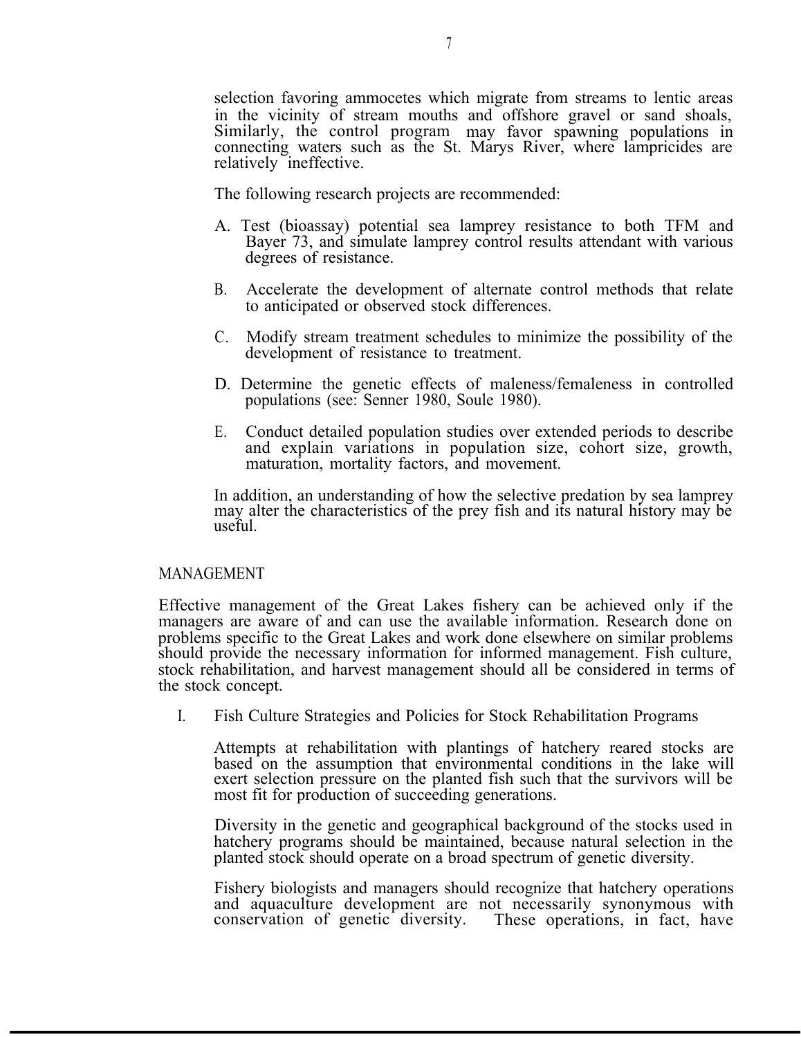selection favoring ammocetes which migrate from streams to lentic areas in the vicinity of stream mouths and offshore gravel or sand shoals, Similarly, the control program may favor spawning populations in connecting waters such as the St. Marys River, where lampricides are relatively ineffective.

The following research projects are recommended:

A. Test (bioassay) potential sea lamprey resistance to both TFM and Bayer 73, and simulate lamprey control results attendant with various degrees of resistance.

B. Accelerate the development of alternate control methods that relate to anticipated or observed stock differences.

C. Modify stream treatment schedules to minimize the possibility of the development of resistance to treatment.

D. Determine the genetic effects of maleness/femaleness in controlled populations (see: Senner 1980, Soule 1980).

E. Conduct detailed population studies over extended periods to describe and explain variations in population size, cohort size, growth, maturation, mortality factors, and movement.

In addition, an understanding of how the selective predation by sea lamprey may alter the characteristics of the prey fish and its natural history may be useful.

## MANAGEMENT

Effective management of the Great Lakes fishery can be achieved only if the managers are aware of and can use the available information. Research done on problems specific to the Great Lakes and work done elsewhere on similar problems should provide the necessary information for informed management. Fish culture, stock rehabilitation, and harvest management should all be considered in terms of the stock concept.

### I. Fish Culture Strategies and Policies for Stock Rehabilitation Programs

Attempts at rehabilitation with plantings of hatchery reared stocks are based on the assumption that environmental conditions in the lake will exert selection pressure on the planted fish such that the survivors will be most fit for production of succeeding generations.

Diversity in the genetic and geographical background of the stocks used in hatchery programs should be maintained, because natural selection in the planted stock should operate on a broad spectrum of genetic diversity.

Fishery biologists and managers should recognize that hatchery operations and aquaculture development are not necessarily synonymous with conservation of genetic diversity. These operations, in fact, have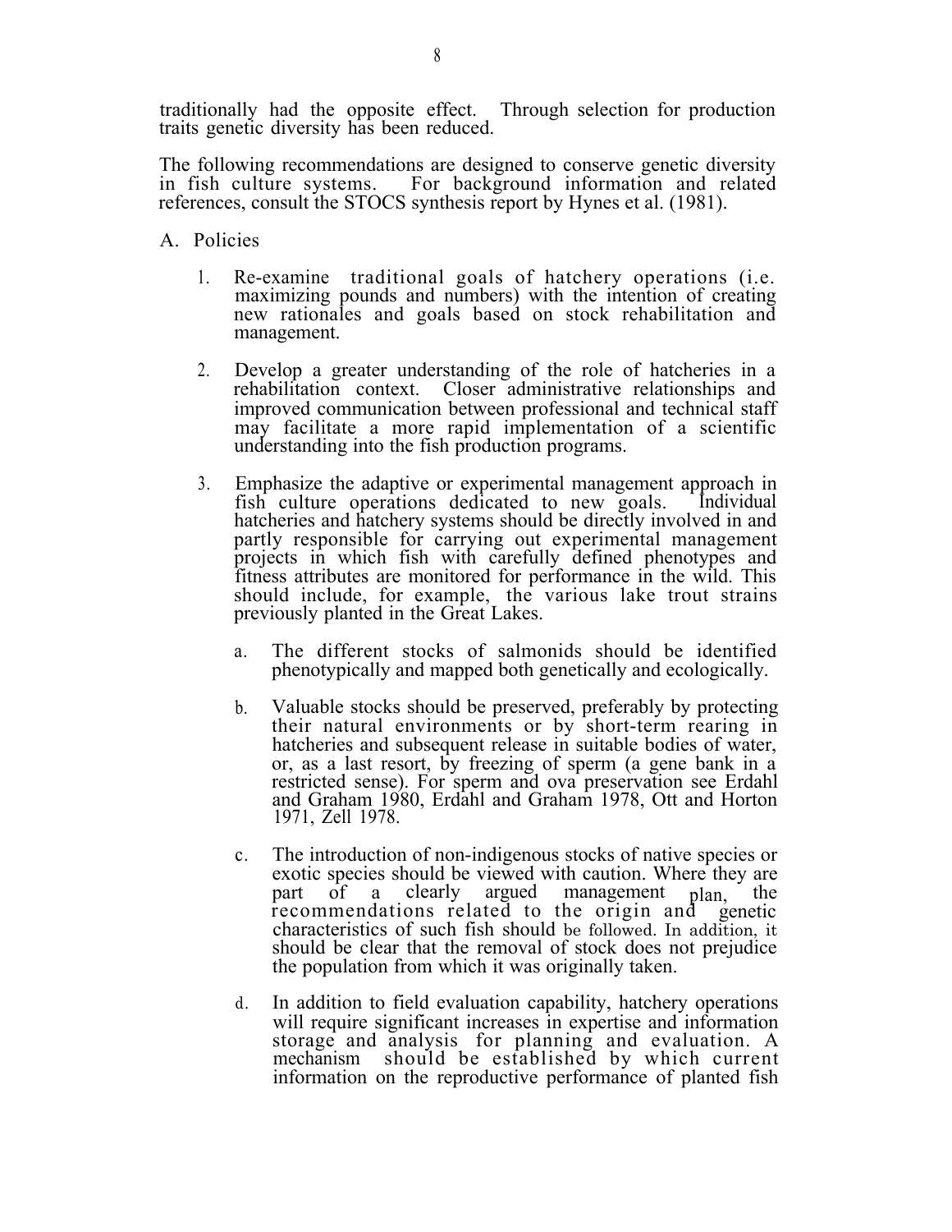traditionally had the opposite effect. Through selection for production traits genetic diversity has been reduced.

The following recommendations are designed to conserve genetic diversity in fish culture systems. For background information and related references, consult the STOCS synthesis report by Hynes et al. (1981).

A. Policies

1. Re-examine traditional goals of hatchery operations (i.e. maximizing pounds and numbers) with the intention of creating new rationales and goals based on stock rehabilitation and management.

2. Develop a greater understanding of the role of hatcheries in a rehabilitation context. Closer administrative relationships and improved communication between professional and technical staff may facilitate a more rapid implementation of a scientific understanding into the fish production programs.

3. Emphasize the adaptive or experimental management approach in fish culture operations dedicated to new goals. Individual hatcheries and hatchery systems should be directly involved in and partly responsible for carrying out experimental management projects in which fish with carefully defined phenotypes and fitness attributes are monitored for performance in the wild. This should include, for example, the various lake trout strains previously planted in the Great Lakes.

   a. The different stocks of salmonids should be identified phenotypically and mapped both genetically and ecologically.

   b. Valuable stocks should be preserved, preferably by protecting their natural environments or by short-term rearing in hatcheries and subsequent release in suitable bodies of water, or, as a last resort, by freezing of sperm (a gene bank in a restricted sense). For sperm and ova preservation see Erdahl and Graham 1980, Erdahl and Graham 1978, Ott and Horton 1971, Zell 1978.

   c. The introduction of non-indigenous stocks of native species or exotic species should be viewed with caution. Where they are part of a clearly argued management plan, the recommendations related to the origin and genetic characteristics of such fish should be followed. In addition, it should be clear that the removal of stock does not prejudice the population from which it was originally taken.

   d. In addition to field evaluation capability, hatchery operations will require significant increases in expertise and information storage and analysis for planning and evaluation. A mechanism should be established by which current information on the reproductive performance of planted fish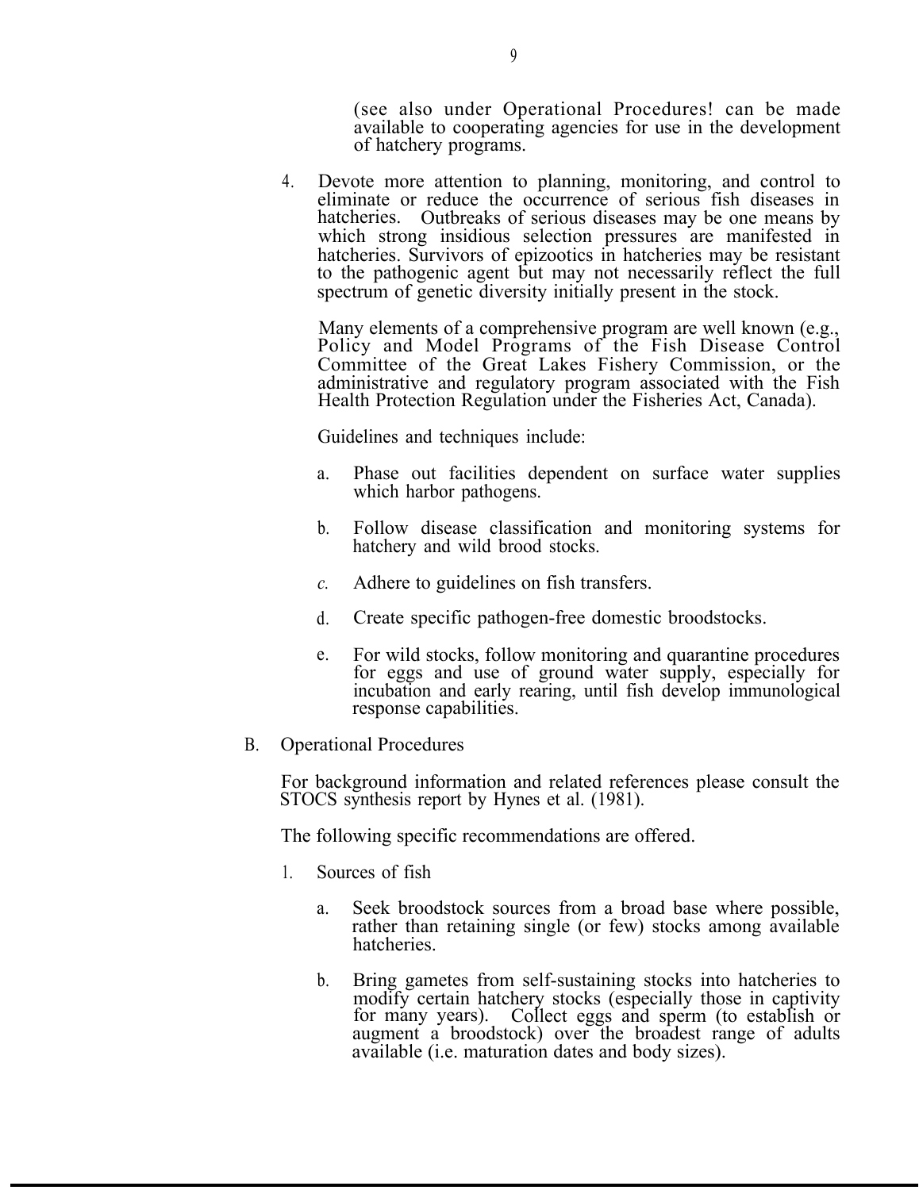(see also under Operational Procedures! can be made available to cooperating agencies for use in the development of hatchery programs.

4. Devote more attention to planning, monitoring, and control to eliminate or reduce the occurrence of serious fish diseases in hatcheries. Outbreaks of serious diseases may be one means by which strong insidious selection pressures are manifested in hatcheries. Survivors of epizootics in hatcheries may be resistant to the pathogenic agent but may not necessarily reflect the full spectrum of genetic diversity initially present in the stock.

   Many elements of a comprehensive program are well known (e.g., Policy and Model Programs of the Fish Disease Control Committee of the Great Lakes Fishery Commission, or the administrative and regulatory program associated with the Fish Health Protection Regulation under the Fisheries Act, Canada).

   Guidelines and techniques include:

   a. Phase out facilities dependent on surface water supplies which harbor pathogens.

   b. Follow disease classification and monitoring systems for hatchery and wild brood stocks.

   c. Adhere to guidelines on fish transfers.

   d. Create specific pathogen-free domestic broodstocks.

   e. For wild stocks, follow monitoring and quarantine procedures for eggs and use of ground water supply, especially for incubation and early rearing, until fish develop immunological response capabilities.

B. Operational Procedures

   For background information and related references please consult the STOCS synthesis report by Hynes et al. (1981).

   The following specific recommendations are offered.

   1. Sources of fish

      a. Seek broodstock sources from a broad base where possible, rather than retaining single (or few) stocks among available hatcheries.

      b. Bring gametes from self-sustaining stocks into hatcheries to modify certain hatchery stocks (especially those in captivity for many years). Collect eggs and sperm (to establish or augment a broodstock) over the broadest range of adults available (i.e. maturation dates and body sizes).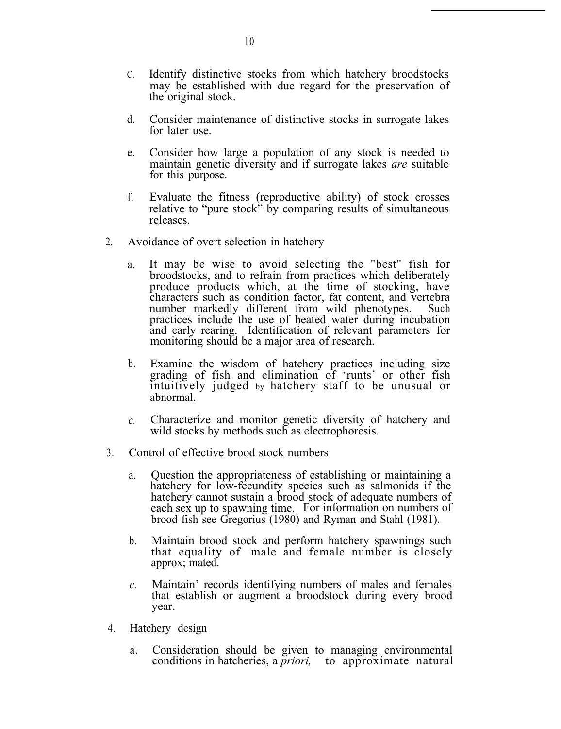c. Identify distinctive stocks from which hatchery broodstocks may be established with due regard for the preservation of the original stock.

d. Consider maintenance of distinctive stocks in surrogate lakes for later use.

e. Consider how large a population of any stock is needed to maintain genetic diversity and if surrogate lakes *are* suitable for this purpose.

f. Evaluate the fitness (reproductive ability) of stock crosses relative to "pure stock" by comparing results of simultaneous releases.

2. Avoidance of overt selection in hatchery

   a. It may be wise to avoid selecting the "best" fish for broodstocks, and to refrain from practices which deliberately produce products which, at the time of stocking, have characters such as condition factor, fat content, and vertebra number markedly different from wild phenotypes. Such practices include the use of heated water during incubation and early rearing. Identification of relevant parameters for monitoring should be a major area of research.

   b. Examine the wisdom of hatchery practices including size grading of fish and elimination of 'runts' or other fish intuitively judged by hatchery staff to be unusual or abnormal.

   c. Characterize and monitor genetic diversity of hatchery and wild stocks by methods such as electrophoresis.

3. Control of effective brood stock numbers

   a. Question the appropriateness of establishing or maintaining a hatchery for low-fecundity species such as salmonids if the hatchery cannot sustain a brood stock of adequate numbers of each sex up to spawning time. For information on numbers of brood fish see Gregorius (1980) and Ryman and Stahl (1981).

   b. Maintain brood stock and perform hatchery spawnings such that equality of male and female number is closely approx; mated.

   c. Maintain' records identifying numbers of males and females that establish or augment a broodstock during every brood year.

4. Hatchery design

   a. Consideration should be given to managing environmental conditions in hatcheries, a *priori,* to approximate natural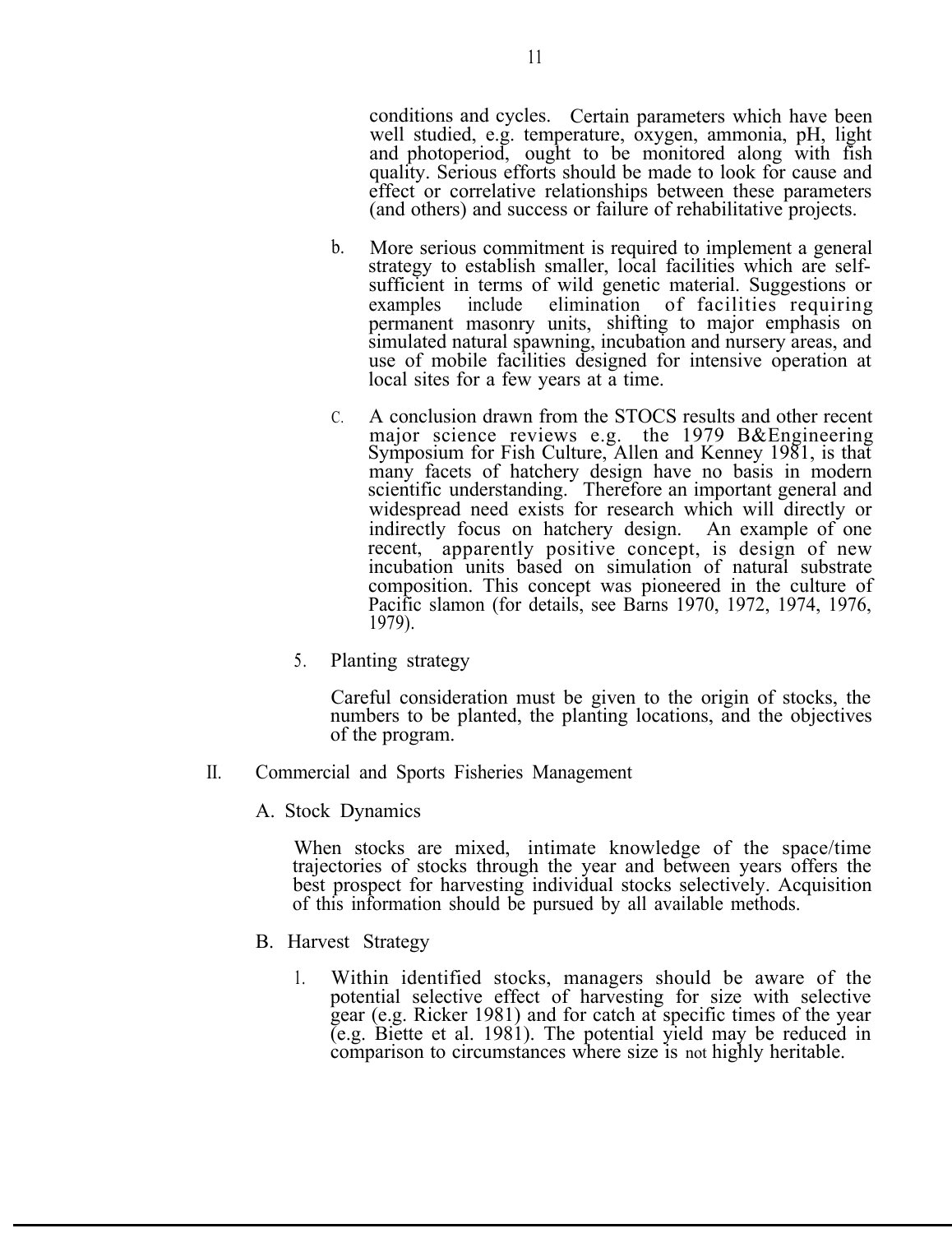conditions and cycles. Certain parameters which have been well studied, e.g. temperature, oxygen, ammonia, pH, light and photoperiod, ought to be monitored along with fish quality. Serious efforts should be made to look for cause and effect or correlative relationships between these parameters (and others) and success or failure of rehabilitative projects.

b. More serious commitment is required to implement a general strategy to establish smaller, local facilities which are self-sufficient in terms of wild genetic material. Suggestions or examples include elimination of facilities requiring permanent masonry units, shifting to major emphasis on simulated natural spawning, incubation and nursery areas, and use of mobile facilities designed for intensive operation at local sites for a few years at a time.

c. A conclusion drawn from the STOCS results and other recent major science reviews e.g. the 1979 B&Engineering Symposium for Fish Culture, Allen and Kenney 1981, is that many facets of hatchery design have no basis in modern scientific understanding. Therefore an important general and widespread need exists for research which will directly or indirectly focus on hatchery design. An example of one recent, apparently positive concept, is design of new incubation units based on simulation of natural substrate composition. This concept was pioneered in the culture of Pacific slamon (for details, see Barns 1970, 1972, 1974, 1976, 1979).

5. Planting strategy

Careful consideration must be given to the origin of stocks, the numbers to be planted, the planting locations, and the objectives of the program.

## II. Commercial and Sports Fisheries Management

### A. Stock Dynamics

When stocks are mixed, intimate knowledge of the space/time trajectories of stocks through the year and between years offers the best prospect for harvesting individual stocks selectively. Acquisition of this information should be pursued by all available methods.

### B. Harvest Strategy

1. Within identified stocks, managers should be aware of the potential selective effect of harvesting for size with selective gear (e.g. Ricker 1981) and for catch at specific times of the year (e.g. Biette et al. 1981). The potential yield may be reduced in comparison to circumstances where size is not highly heritable.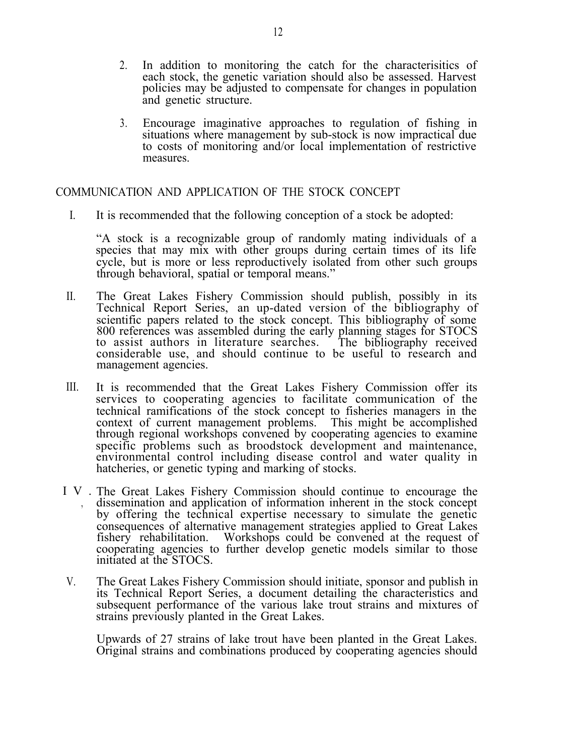2. In addition to monitoring the catch for the characterisitics of each stock, the genetic variation should also be assessed. Harvest policies may be adjusted to compensate for changes in population and genetic structure.

3. Encourage imaginative approaches to regulation of fishing in situations where management by sub-stock is now impractical due to costs of monitoring and/or local implementation of restrictive measures.

## COMMUNICATION AND APPLICATION OF THE STOCK CONCEPT

I. It is recommended that the following conception of a stock be adopted:

"A stock is a recognizable group of randomly mating individuals of a species that may mix with other groups during certain times of its life cycle, but is more or less reproductively isolated from other such groups through behavioral, spatial or temporal means."

II. The Great Lakes Fishery Commission should publish, possibly in its Technical Report Series, an up-dated version of the bibliography of scientific papers related to the stock concept. This bibliography of some 800 references was assembled during the early planning stages for STOCS to assist authors in literature searches. The bibliography received considerable use, and should continue to be useful to research and management agencies.

III. It is recommended that the Great Lakes Fishery Commission offer its services to cooperating agencies to facilitate communication of the technical ramifications of the stock concept to fisheries managers in the context of current management problems. This might be accomplished through regional workshops convened by cooperating agencies to examine specific problems such as broodstock development and maintenance, environmental control including disease control and water quality in hatcheries, or genetic typing and marking of stocks.

IV. The Great Lakes Fishery Commission should continue to encourage the dissemination and application of information inherent in the stock concept by offering the technical expertise necessary to simulate the genetic consequences of alternative management strategies applied to Great Lakes fishery rehabilitation. Workshops could be convened at the request of cooperating agencies to further develop genetic models similar to those initiated at the STOCS.

V. The Great Lakes Fishery Commission should initiate, sponsor and publish in its Technical Report Series, a document detailing the characteristics and subsequent performance of the various lake trout strains and mixtures of strains previously planted in the Great Lakes.

Upwards of 27 strains of lake trout have been planted in the Great Lakes. Original strains and combinations produced by cooperating agencies should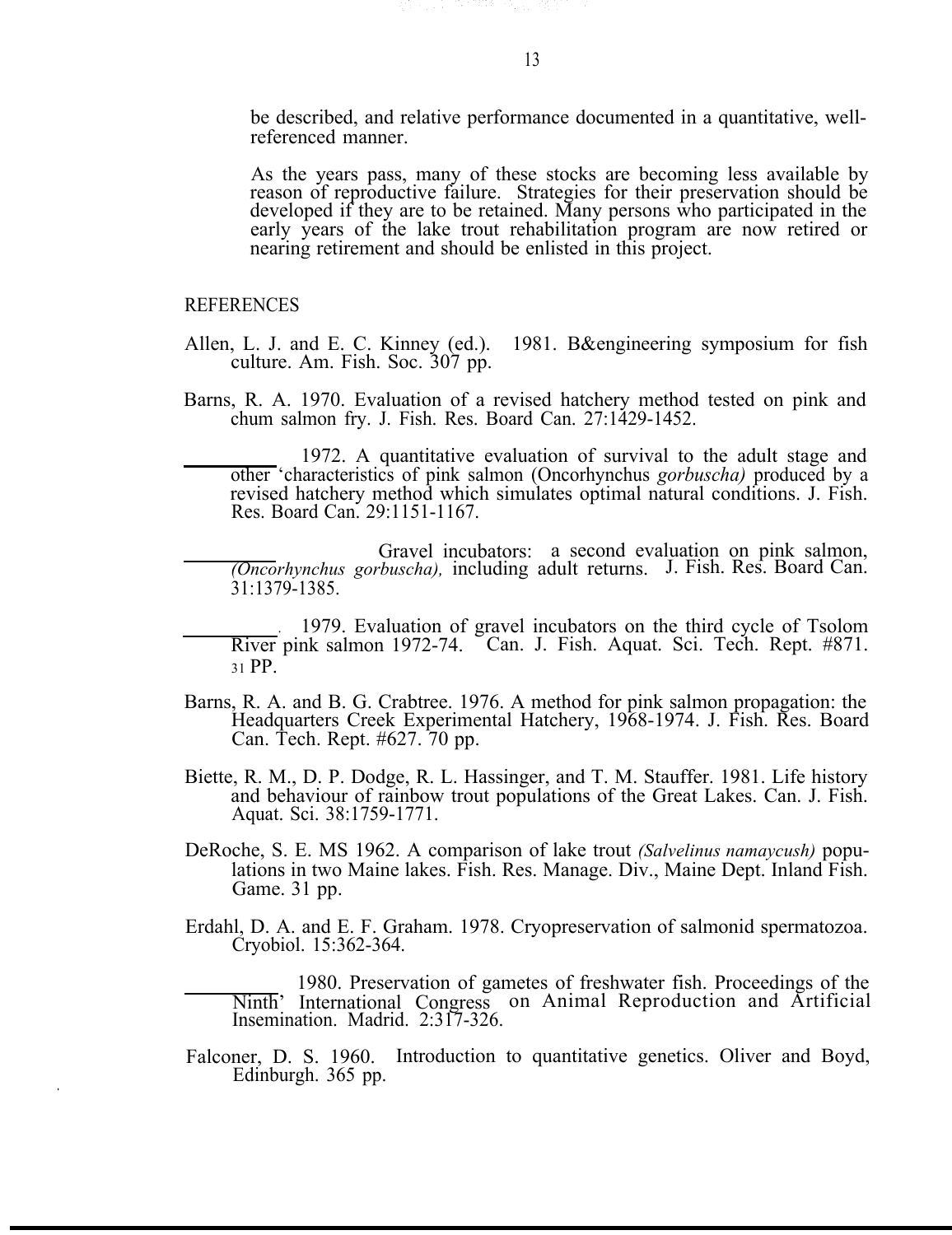be described, and relative performance documented in a quantitative, well-referenced manner.

As the years pass, many of these stocks are becoming less available by reason of reproductive failure. Strategies for their preservation should be developed if they are to be retained. Many persons who participated in the early years of the lake trout rehabilitation program are now retired or nearing retirement and should be enlisted in this project.

## REFERENCES

Allen, L. J. and E. C. Kinney (ed.). 1981. B&engineering symposium for fish culture. Am. Fish. Soc. 307 pp.

Barns, R. A. 1970. Evaluation of a revised hatchery method tested on pink and chum salmon fry. J. Fish. Res. Board Can. 27:1429-1452.

\_\_\_\_\_\_\_\_\_\_ 1972. A quantitative evaluation of survival to the adult stage and other 'characteristics of pink salmon (Oncorhynchus *gorbuscha)* produced by a revised hatchery method which simulates optimal natural conditions. J. Fish. Res. Board Can. 29:1151-1167.

\_\_\_\_\_\_\_\_\_\_ Gravel incubators: a second evaluation on pink salmon, *(Oncorhynchus gorbuscha),* including adult returns. J. Fish. Res. Board Can. 31:1379-1385.

\_\_\_\_\_\_\_\_\_\_. 1979. Evaluation of gravel incubators on the third cycle of Tsolom River pink salmon 1972-74. Can. J. Fish. Aquat. Sci. Tech. Rept. #871. 31 PP.

Barns, R. A. and B. G. Crabtree. 1976. A method for pink salmon propagation: the Headquarters Creek Experimental Hatchery, 1968-1974. J. Fish. Res. Board Can. Tech. Rept. #627. 70 pp.

Biette, R. M., D. P. Dodge, R. L. Hassinger, and T. M. Stauffer. 1981. Life history and behaviour of rainbow trout populations of the Great Lakes. Can. J. Fish. Aquat. Sci. 38:1759-1771.

DeRoche, S. E. MS 1962. A comparison of lake trout *(Salvelinus namaycush)* populations in two Maine lakes. Fish. Res. Manage. Div., Maine Dept. Inland Fish. Game. 31 pp.

Erdahl, D. A. and E. F. Graham. 1978. Cryopreservation of salmonid spermatozoa. Cryobiol. 15:362-364.

\_\_\_\_\_\_\_\_\_\_ 1980. Preservation of gametes of freshwater fish. Proceedings of the Ninth' International Congress on Animal Reproduction and Artificial Insemination. Madrid. 2:317-326.

Falconer, D. S. 1960. Introduction to quantitative genetics. Oliver and Boyd, Edinburgh. 365 pp.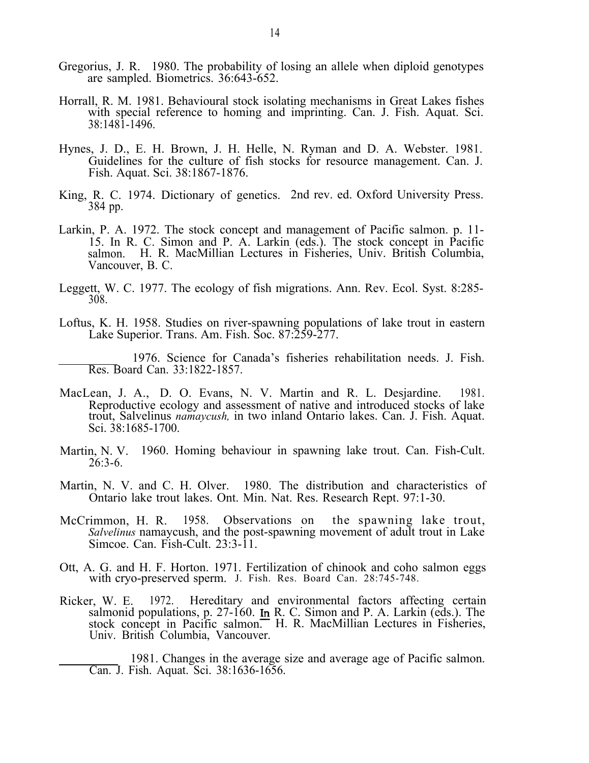Gregorius, J. R. 1980. The probability of losing an allele when diploid genotypes are sampled. Biometrics. 36:643-652.

Horrall, R. M. 1981. Behavioural stock isolating mechanisms in Great Lakes fishes with special reference to homing and imprinting. Can. J. Fish. Aquat. Sci. 38:1481-1496.

Hynes, J. D., E. H. Brown, J. H. Helle, N. Ryman and D. A. Webster. 1981. Guidelines for the culture of fish stocks for resource management. Can. J. Fish. Aquat. Sci. 38:1867-1876.

King, R. C. 1974. Dictionary of genetics. 2nd rev. ed. Oxford University Press. 384 pp.

Larkin, P. A. 1972. The stock concept and management of Pacific salmon. p. 11-15. In R. C. Simon and P. A. Larkin (eds.). The stock concept in Pacific salmon. H. R. MacMillian Lectures in Fisheries, Univ. British Columbia, Vancouver, B. C.

Leggett, W. C. 1977. The ecology of fish migrations. Ann. Rev. Ecol. Syst. 8:285-308.

Loftus, K. H. 1958. Studies on river-spawning populations of lake trout in eastern Lake Superior. Trans. Am. Fish. Soc. 87:259-277.

__________ 1976. Science for Canada's fisheries rehabilitation needs. J. Fish. Res. Board Can. 33:1822-1857.

MacLean, J. A., D. O. Evans, N. V. Martin and R. L. Desjardine. 1981. Reproductive ecology and assessment of native and introduced stocks of lake trout, Salvelinus *namaycush,* in two inland Ontario lakes. Can. J. Fish. Aquat. Sci. 38:1685-1700.

Martin, N. V. 1960. Homing behaviour in spawning lake trout. Can. Fish-Cult. 26:3-6.

Martin, N. V. and C. H. Olver. 1980. The distribution and characteristics of Ontario lake trout lakes. Ont. Min. Nat. Res. Research Rept. 97:1-30.

McCrimmon, H. R. 1958. Observations on the spawning lake trout, *Salvelinus* namaycush, and the post-spawning movement of adult trout in Lake Simcoe. Can. Fish-Cult. 23:3-11.

Ott, A. G. and H. F. Horton. 1971. Fertilization of chinook and coho salmon eggs with cryo-preserved sperm. J. Fish. Res. Board Can. 28:745-748.

Ricker, W. E. 1972. Hereditary and environmental factors affecting certain salmonid populations, p. 27-160. In R. C. Simon and P. A. Larkin (eds.). The stock concept in Pacific salmon. H. R. MacMillian Lectures in Fisheries, Univ. British Columbia, Vancouver.

__________ 1981. Changes in the average size and average age of Pacific salmon. Can. J. Fish. Aquat. Sci. 38:1636-1656.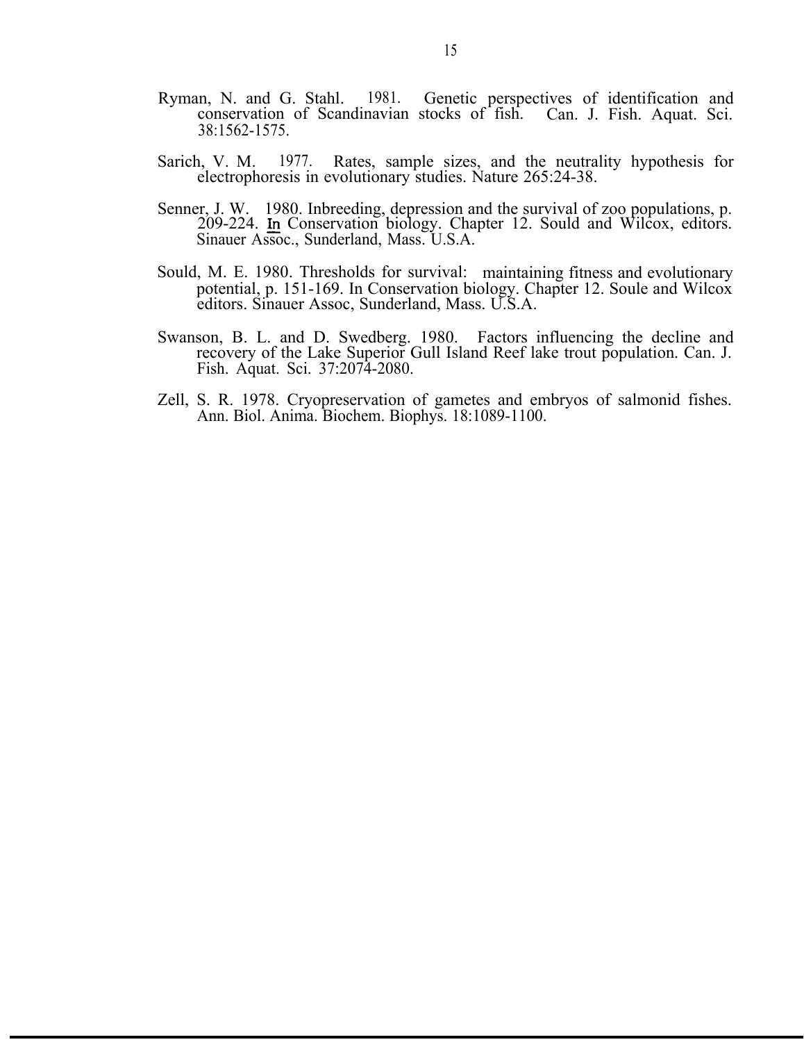Ryman, N. and G. Stahl. 1981. Genetic perspectives of identification and conservation of Scandinavian stocks of fish. Can. J. Fish. Aquat. Sci. 38:1562-1575.

Sarich, V. M. 1977. Rates, sample sizes, and the neutrality hypothesis for electrophoresis in evolutionary studies. Nature 265:24-38.

Senner, J. W. 1980. Inbreeding, depression and the survival of zoo populations, p. 209-224. In Conservation biology. Chapter 12. Sould and Wilcox, editors. Sinauer Assoc., Sunderland, Mass. U.S.A.

Sould, M. E. 1980. Thresholds for survival: maintaining fitness and evolutionary potential, p. 151-169. In Conservation biology. Chapter 12. Soule and Wilcox editors. Sinauer Assoc, Sunderland, Mass. U.S.A.

Swanson, B. L. and D. Swedberg. 1980. Factors influencing the decline and recovery of the Lake Superior Gull Island Reef lake trout population. Can. J. Fish. Aquat. Sci. 37:2074-2080.

Zell, S. R. 1978. Cryopreservation of gametes and embryos of salmonid fishes. Ann. Biol. Anima. Biochem. Biophys. 18:1089-1100.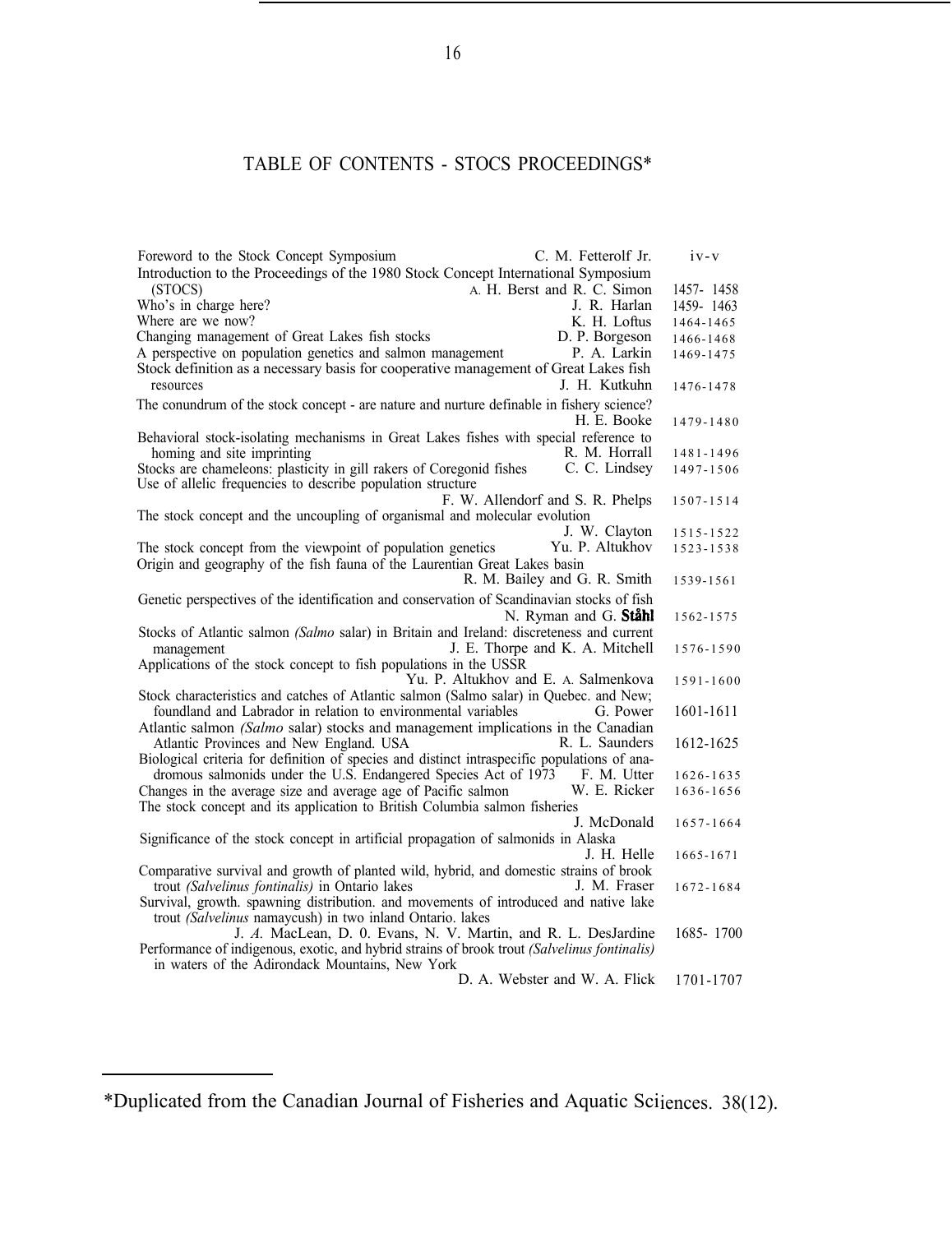# TABLE OF CONTENTS - STOCS PROCEEDINGS*

| Title | Author(s) | Pages |
|---|---|---|
| Foreword to the Stock Concept Symposium | C. M. Fetterolf Jr. | iv-v |
| Introduction to the Proceedings of the 1980 Stock Concept International Symposium (STOCS) | A. H. Berst and R. C. Simon | 1457- 1458 |
| Who's in charge here? | J. R. Harlan | 1459- 1463 |
| Where are we now? | K. H. Loftus | 1464-1465 |
| Changing management of Great Lakes fish stocks | D. P. Borgeson | 1466-1468 |
| A perspective on population genetics and salmon management | P. A. Larkin | 1469-1475 |
| Stock definition as a necessary basis for cooperative management of Great Lakes fish resources | J. H. Kutkuhn | 1476-1478 |
| The conundrum of the stock concept - are nature and nurture definable in fishery science? | H. E. Booke | 1479-1480 |
| Behavioral stock-isolating mechanisms in Great Lakes fishes with special reference to homing and site imprinting | R. M. Horrall | 1481-1496 |
| Stocks are chameleons: plasticity in gill rakers of Coregonid fishes | C. C. Lindsey | 1497-1506 |
| Use of allelic frequencies to describe population structure | F. W. Allendorf and S. R. Phelps | 1507-1514 |
| The stock concept and the uncoupling of organismal and molecular evolution | J. W. Clayton | 1515-1522 |
| The stock concept from the viewpoint of population genetics | Yu. P. Altukhov | 1523-1538 |
| Origin and geography of the fish fauna of the Laurentian Great Lakes basin | R. M. Bailey and G. R. Smith | 1539-1561 |
| Genetic perspectives of the identification and conservation of Scandinavian stocks of fish | N. Ryman and G. **Ståhl** | 1562-1575 |
| Stocks of Atlantic salmon *(Salmo* salar) in Britain and Ireland: discreteness and current management | J. E. Thorpe and K. A. Mitchell | 1576-1590 |
| Applications of the stock concept to fish populations in the USSR | Yu. P. Altukhov and E. A. Salmenkova | 1591-1600 |
| Stock characteristics and catches of Atlantic salmon (Salmo salar) in Quebec. and New; foundland and Labrador in relation to environmental variables | G. Power | 1601-1611 |
| Atlantic salmon *(Salmo* salar) stocks and management implications in the Canadian Atlantic Provinces and New England. USA | R. L. Saunders | 1612-1625 |
| Biological criteria for definition of species and distinct intraspecific populations of anadromous salmonids under the U.S. Endangered Species Act of 1973 | F. M. Utter | 1626-1635 |
| Changes in the average size and average age of Pacific salmon | W. E. Ricker | 1636-1656 |
| The stock concept and its application to British Columbia salmon fisheries | J. McDonald | 1657-1664 |
| Significance of the stock concept in artificial propagation of salmonids in Alaska | J. H. Helle | 1665-1671 |
| Comparative survival and growth of planted wild, hybrid, and domestic strains of brook trout *(Salvelinus fontinalis)* in Ontario lakes | J. M. Fraser | 1672-1684 |
| Survival, growth. spawning distribution. and movements of introduced and native lake trout *(Salvelinus* namaycush) in two inland Ontario. lakes | J. *A.* MacLean, D. 0. Evans, N. V. Martin, and R. L. DesJardine | 1685- 1700 |
| Performance of indigenous, exotic, and hybrid strains of brook trout *(Salvelinus fontinalis)* in waters of the Adirondack Mountains, New York | D. A. Webster and W. A. Flick | 1701-1707 |

*Duplicated from the Canadian Journal of Fisheries and Aquatic Sciiences. 38(12).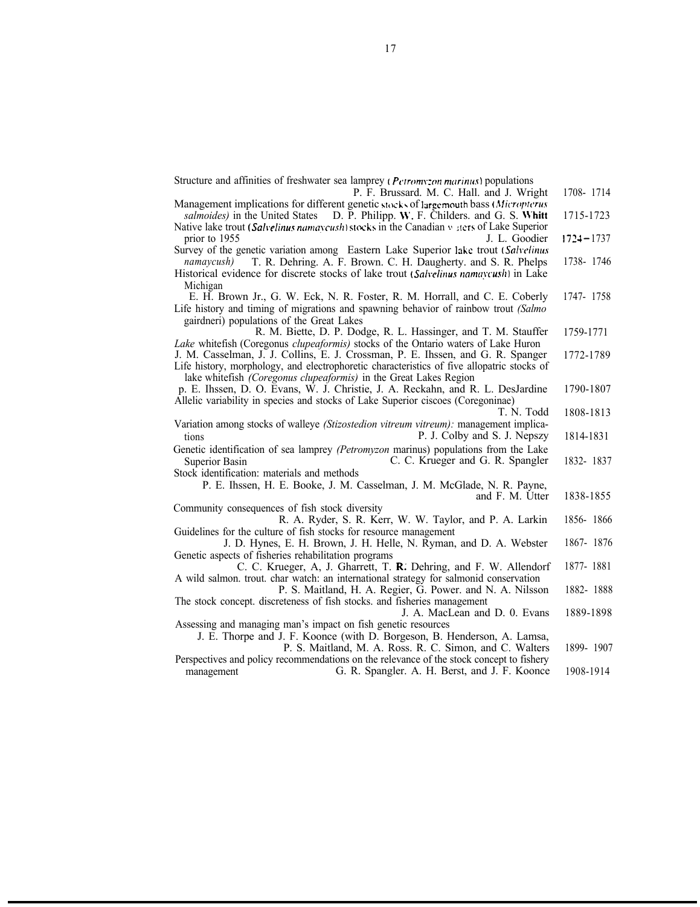Structure and affinities of freshwater sea lamprey (*Petromyzon marinus*) populations
P. F. Brussard. M. C. Hall. and J. Wright 1708- 1714

Management implications for different genetic stocks of largemouth bass (*Micropterus salmoides)* in the United States D. P. Philipp. W. F. Childers. and G. S. Whitt 1715-1723

Native lake trout (*Salvelinus namaycush*) stocks in the Canadian waters of Lake Superior prior to 1955 J. L. Goodier 1724–1737

Survey of the genetic variation among Eastern Lake Superior lake trout (*Salvelinus namaycush)* T. R. Dehring. A. F. Brown. C. H. Daugherty. and S. R. Phelps 1738- 1746

Historical evidence for discrete stocks of lake trout (*Salvelinus namaycush*) in Lake Michigan
E. H. Brown Jr., G. W. Eck, N. R. Foster, R. M. Horrall, and C. E. Coberly 1747- 1758

Life history and timing of migrations and spawning behavior of rainbow trout *(Salmo* gairdneri) populations of the Great Lakes
R. M. Biette, D. P. Dodge, R. L. Hassinger, and T. M. Stauffer 1759-1771

*Lake* whitefish (Coregonus *clupeaformis)* stocks of the Ontario waters of Lake Huron
J. M. Casselman, J. J. Collins, E. J. Crossman, P. E. Ihssen, and G. R. Spanger 1772-1789

Life history, morphology, and electrophoretic characteristics of five allopatric stocks of lake whitefish *(Coregonus clupeaformis)* in the Great Lakes Region
p. E. Ihssen, D. O. Evans, W. J. Christie, J. A. Reckahn, and R. L. DesJardine 1790-1807

Allelic variability in species and stocks of Lake Superior ciscoes (Coregoninae)
T. N. Todd 1808-1813

Variation among stocks of walleye *(Stizostedion vitreum vitreum):* management implications P. J. Colby and S. J. Nepszy 1814-1831

Genetic identification of sea lamprey *(Petromyzon* marinus) populations from the Lake Superior Basin C. C. Krueger and G. R. Spangler 1832- 1837

Stock identification: materials and methods
P. E. Ihssen, H. E. Booke, J. M. Casselman, J. M. McGlade, N. R. Payne, and F. M. Utter 1838-1855

Community consequences of fish stock diversity
R. A. Ryder, S. R. Kerr, W. W. Taylor, and P. A. Larkin 1856- 1866

Guidelines for the culture of fish stocks for resource management
J. D. Hynes, E. H. Brown, J. H. Helle, N. Ryman, and D. A. Webster 1867- 1876

Genetic aspects of fisheries rehabilitation programs
C. C. Krueger, A, J. Gharrett, T. R. Dehring, and F. W. Allendorf 1877- 1881

A wild salmon. trout. char watch: an international strategy for salmonid conservation
P. S. Maitland, H. A. Regier, G. Power. and N. A. Nilsson 1882- 1888

The stock concept. discreteness of fish stocks. and fisheries management
J. A. MacLean and D. 0. Evans 1889-1898

Assessing and managing man's impact on fish genetic resources
J. E. Thorpe and J. F. Koonce (with D. Borgeson, B. Henderson, A. Lamsa, P. S. Maitland, M. A. Ross. R. C. Simon, and C. Walters 1899- 1907

Perspectives and policy recommendations on the relevance of the stock concept to fishery management G. R. Spangler. A. H. Berst, and J. F. Koonce 1908-1914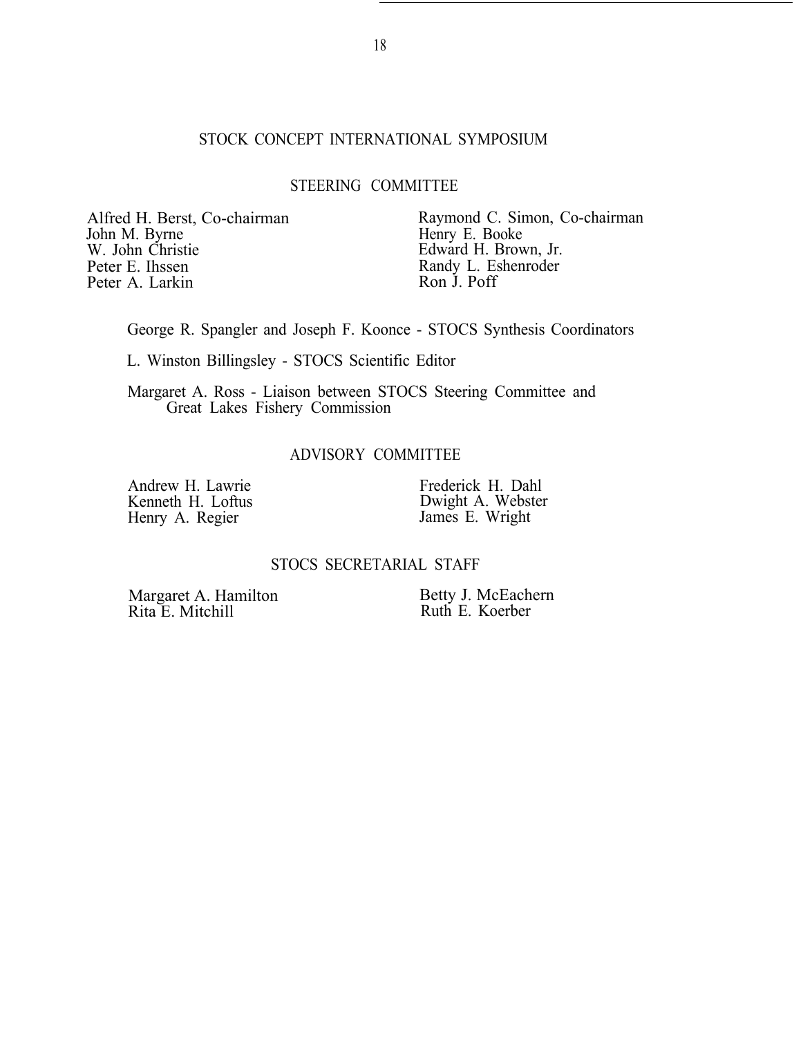# STOCK CONCEPT INTERNATIONAL SYMPOSIUM

## STEERING COMMITTEE

Alfred H. Berst, Co-chairman
John M. Byrne
W. John Christie
Peter E. Ihssen
Peter A. Larkin

Raymond C. Simon, Co-chairman
Henry E. Booke
Edward H. Brown, Jr.
Randy L. Eshenroder
Ron J. Poff

George R. Spangler and Joseph F. Koonce - STOCS Synthesis Coordinators

L. Winston Billingsley - STOCS Scientific Editor

Margaret A. Ross - Liaison between STOCS Steering Committee and Great Lakes Fishery Commission

## ADVISORY COMMITTEE

Andrew H. Lawrie
Kenneth H. Loftus
Henry A. Regier

Frederick H. Dahl
Dwight A. Webster
James E. Wright

## STOCS SECRETARIAL STAFF

Margaret A. Hamilton
Rita E. Mitchill

Betty J. McEachern
Ruth E. Koerber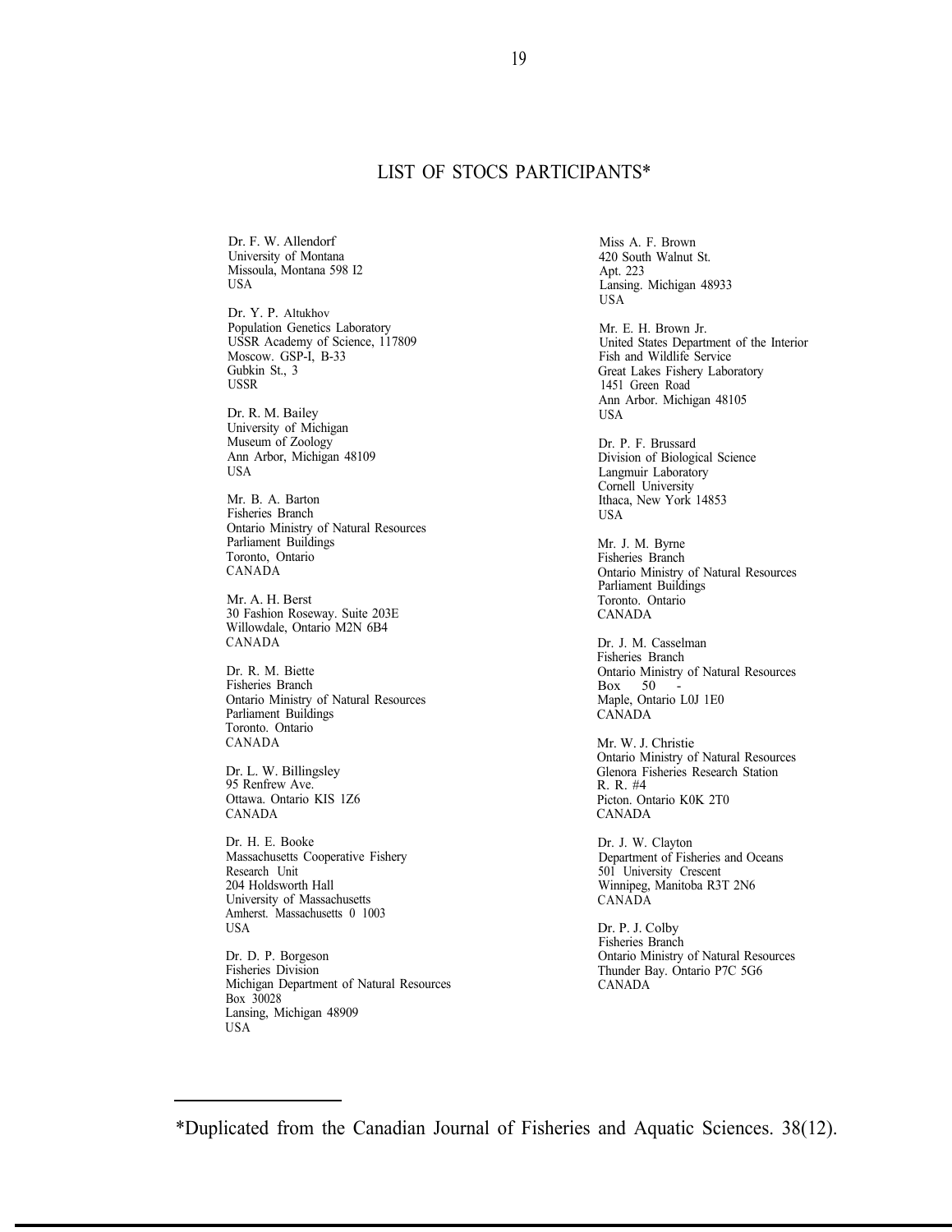# LIST OF STOCS PARTICIPANTS*

Dr. F. W. Allendorf
University of Montana
Missoula, Montana 598 I2
USA

Dr. Y. P. Altukhov
Population Genetics Laboratory
USSR Academy of Science, 117809
Moscow. GSP-I, B-33
Gubkin St., 3
USSR

Dr. R. M. Bailey
University of Michigan
Museum of Zoology
Ann Arbor, Michigan 48109
USA

Mr. B. A. Barton
Fisheries Branch
Ontario Ministry of Natural Resources
Parliament Buildings
Toronto, Ontario
CANADA

Mr. A. H. Berst
30 Fashion Roseway. Suite 203E
Willowdale, Ontario M2N 6B4
CANADA

Dr. R. M. Biette
Fisheries Branch
Ontario Ministry of Natural Resources
Parliament Buildings
Toronto. Ontario
CANADA

Dr. L. W. Billingsley
95 Renfrew Ave.
Ottawa. Ontario KIS 1Z6
CANADA

Dr. H. E. Booke
Massachusetts Cooperative Fishery
Research Unit
204 Holdsworth Hall
University of Massachusetts
Amherst. Massachusetts 0 1003
USA

Dr. D. P. Borgeson
Fisheries Division
Michigan Department of Natural Resources
Box 30028
Lansing, Michigan 48909
USA

Miss A. F. Brown
420 South Walnut St.
Apt. 223
Lansing. Michigan 48933
USA

Mr. E. H. Brown Jr.
United States Department of the Interior
Fish and Wildlife Service
Great Lakes Fishery Laboratory
1451 Green Road
Ann Arbor. Michigan 48105
USA

Dr. P. F. Brussard
Division of Biological Science
Langmuir Laboratory
Cornell University
Ithaca, New York 14853
USA

Mr. J. M. Byrne
Fisheries Branch
Ontario Ministry of Natural Resources
Parliament Buildings
Toronto. Ontario
CANADA

Dr. J. M. Casselman
Fisheries Branch
Ontario Ministry of Natural Resources
Box 50 -
Maple, Ontario L0J 1E0
CANADA

Mr. W. J. Christie
Ontario Ministry of Natural Resources
Glenora Fisheries Research Station
R. R. #4
Picton. Ontario K0K 2T0
CANADA

Dr. J. W. Clayton
Department of Fisheries and Oceans
501 University Crescent
Winnipeg, Manitoba R3T 2N6
CANADA

Dr. P. J. Colby
Fisheries Branch
Ontario Ministry of Natural Resources
Thunder Bay. Ontario P7C 5G6
CANADA

---

*Duplicated from the Canadian Journal of Fisheries and Aquatic Sciences. 38(12).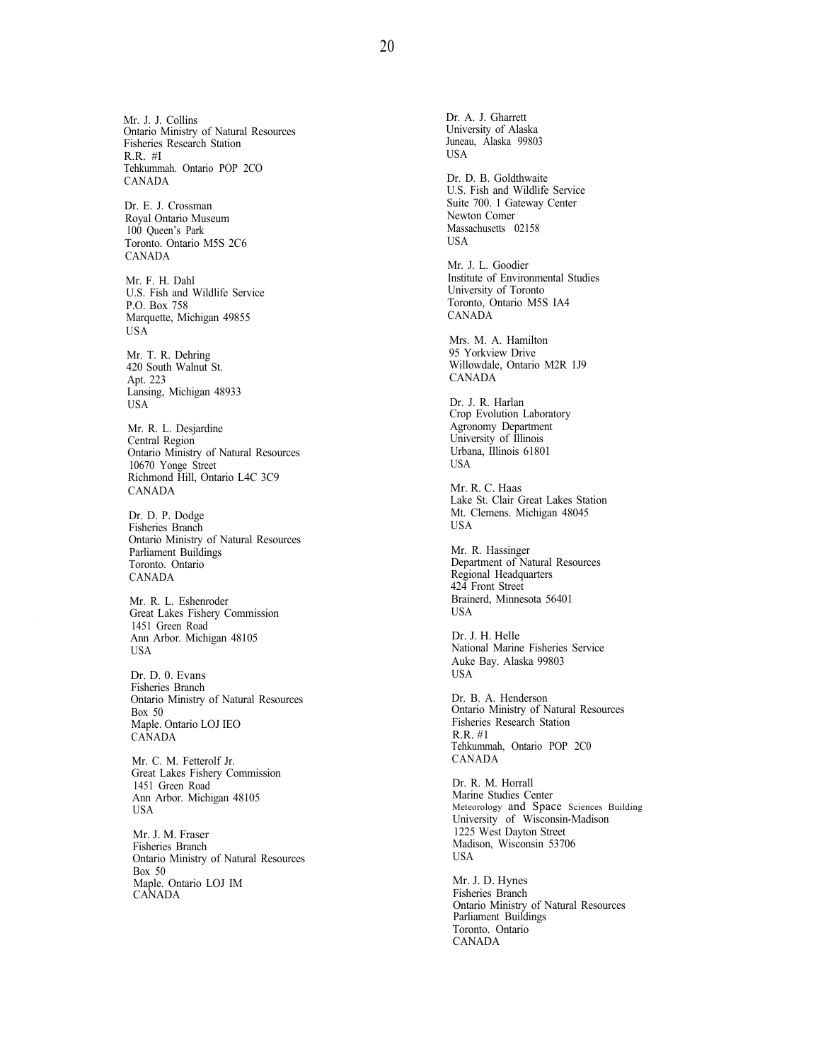Mr. J. J. Collins
Ontario Ministry of Natural Resources
Fisheries Research Station
R.R. #I
Tehkummah. Ontario POP 2CO
CANADA

Dr. E. J. Crossman
Royal Ontario Museum
100 Queen's Park
Toronto. Ontario M5S 2C6
CANADA

Mr. F. H. Dahl
U.S. Fish and Wildlife Service
P.O. Box 758
Marquette, Michigan 49855
USA

Mr. T. R. Dehring
420 South Walnut St.
Apt. 223
Lansing, Michigan 48933
USA

Mr. R. L. Desjardine
Central Region
Ontario Ministry of Natural Resources
10670 Yonge Street
Richmond Hill, Ontario L4C 3C9
CANADA

Dr. D. P. Dodge
Fisheries Branch
Ontario Ministry of Natural Resources
Parliament Buildings
Toronto. Ontario
CANADA

Mr. R. L. Eshenroder
Great Lakes Fishery Commission
1451 Green Road
Ann Arbor. Michigan 48105
USA

Dr. D. 0. Evans
Fisheries Branch
Ontario Ministry of Natural Resources
Box 50
Maple. Ontario LOJ IEO
CANADA

Mr. C. M. Fetterolf Jr.
Great Lakes Fishery Commission
1451 Green Road
Ann Arbor. Michigan 48105
USA

Mr. J. M. Fraser
Fisheries Branch
Ontario Ministry of Natural Resources
Box 50
Maple. Ontario LOJ IM
CANADA

Dr. A. J. Gharrett
University of Alaska
Juneau, Alaska 99803
USA

Dr. D. B. Goldthwaite
U.S. Fish and Wildlife Service
Suite 700. 1 Gateway Center
Newton Comer
Massachusetts 02158
USA

Mr. J. L. Goodier
Institute of Environmental Studies
University of Toronto
Toronto, Ontario M5S IA4
CANADA

Mrs. M. A. Hamilton
95 Yorkview Drive
Willowdale, Ontario M2R 1J9
CANADA

Dr. J. R. Harlan
Crop Evolution Laboratory
Agronomy Department
University of Illinois
Urbana, Illinois 61801
USA

Mr. R. C. Haas
Lake St. Clair Great Lakes Station
Mt. Clemens. Michigan 48045
USA

Mr. R. Hassinger
Department of Natural Resources
Regional Headquarters
424 Front Street
Brainerd, Minnesota 56401
USA

Dr. J. H. Helle
National Marine Fisheries Service
Auke Bay. Alaska 99803
USA

Dr. B. A. Henderson
Ontario Ministry of Natural Resources
Fisheries Research Station
R.R. #1
Tehkummah, Ontario POP 2C0
CANADA

Dr. R. M. Horrall
Marine Studies Center
Meteorology and Space Sciences Building
University of Wisconsin-Madison
1225 West Dayton Street
Madison, Wisconsin 53706
USA

Mr. J. D. Hynes
Fisheries Branch
Ontario Ministry of Natural Resources
Parliament Buildings
Toronto. Ontario
CANADA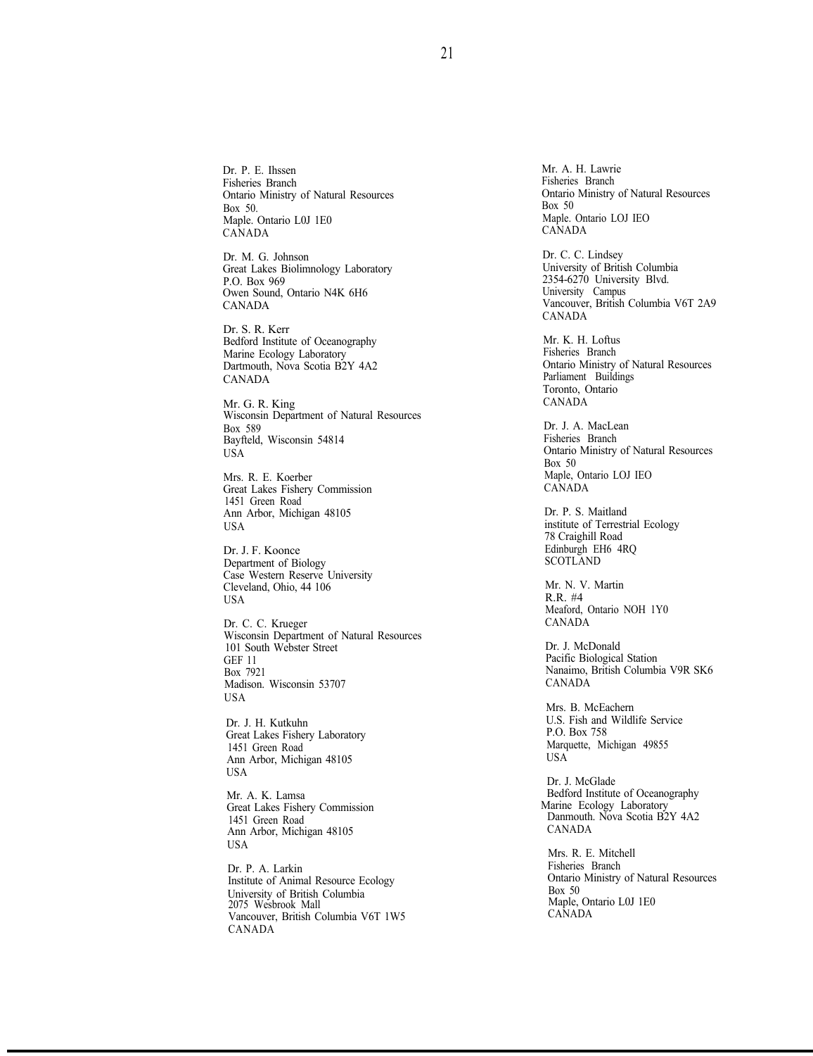Dr. P. E. Ihssen
Fisheries Branch
Ontario Ministry of Natural Resources
Box 50.
Maple. Ontario L0J 1E0
CANADA

Dr. M. G. Johnson
Great Lakes Biolimnology Laboratory
P.O. Box 969
Owen Sound, Ontario N4K 6H6
CANADA

Dr. S. R. Kerr
Bedford Institute of Oceanography
Marine Ecology Laboratory
Dartmouth, Nova Scotia B2Y 4A2
CANADA

Mr. G. R. King
Wisconsin Department of Natural Resources
Box 589
Bayfteld, Wisconsin 54814
USA

Mrs. R. E. Koerber
Great Lakes Fishery Commission
1451 Green Road
Ann Arbor, Michigan 48105
USA

Dr. J. F. Koonce
Department of Biology
Case Western Reserve University
Cleveland, Ohio, 44 106
USA

Dr. C. C. Krueger
Wisconsin Department of Natural Resources
101 South Webster Street
GEF 11
Box 7921
Madison. Wisconsin 53707
USA

Dr. J. H. Kutkuhn
Great Lakes Fishery Laboratory
1451 Green Road
Ann Arbor, Michigan 48105
USA

Mr. A. K. Lamsa
Great Lakes Fishery Commission
1451 Green Road
Ann Arbor, Michigan 48105
USA

Dr. P. A. Larkin
Institute of Animal Resource Ecology
University of British Columbia
2075 Wesbrook Mall
Vancouver, British Columbia V6T 1W5
CANADA

Mr. A. H. Lawrie
Fisheries Branch
Ontario Ministry of Natural Resources
Box 50
Maple. Ontario LOJ IEO
CANADA

Dr. C. C. Lindsey
University of British Columbia
2354-6270 University Blvd.
University Campus
Vancouver, British Columbia V6T 2A9
CANADA

Mr. K. H. Loftus
Fisheries Branch
Ontario Ministry of Natural Resources
Parliament Buildings
Toronto, Ontario
CANADA

Dr. J. A. MacLean
Fisheries Branch
Ontario Ministry of Natural Resources
Box 50
Maple, Ontario LOJ IEO
CANADA

Dr. P. S. Maitland
institute of Terrestrial Ecology
78 Craighill Road
Edinburgh EH6 4RQ
SCOTLAND

Mr. N. V. Martin
R.R. #4
Meaford, Ontario NOH 1Y0
CANADA

Dr. J. McDonald
Pacific Biological Station
Nanaimo, British Columbia V9R SK6
CANADA

Mrs. B. McEachern
U.S. Fish and Wildlife Service
P.O. Box 758
Marquette, Michigan 49855
USA

Dr. J. McGlade
Bedford Institute of Oceanography
Marine Ecology Laboratory
Danmouth. Nova Scotia B2Y 4A2
CANADA

Mrs. R. E. Mitchell
Fisheries Branch
Ontario Ministry of Natural Resources
Box 50
Maple, Ontario L0J 1E0
CANADA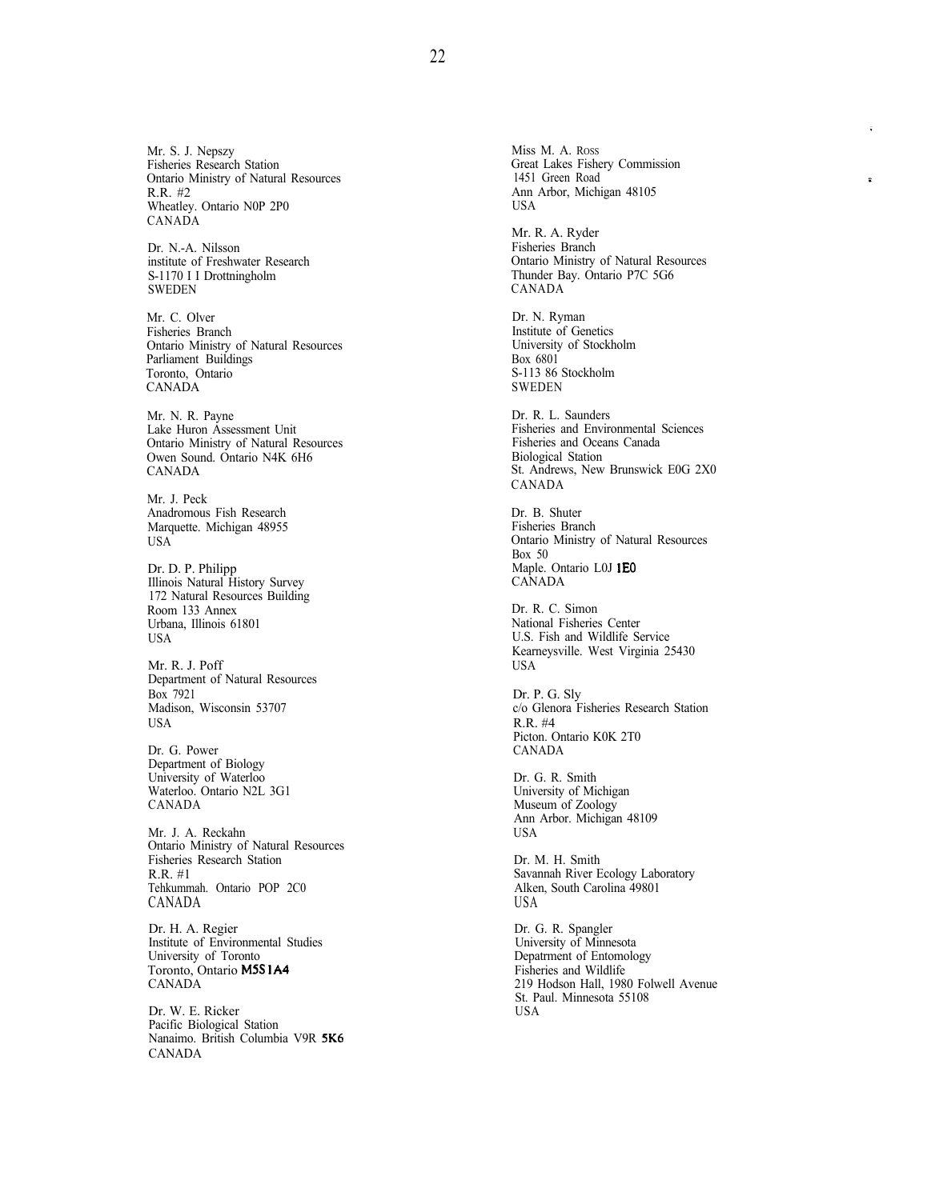Mr. S. J. Nepszy
Fisheries Research Station
Ontario Ministry of Natural Resources
R.R. #2
Wheatley. Ontario N0P 2P0
CANADA

Dr. N.-A. Nilsson
institute of Freshwater Research
S-1170 I I Drottningholm
SWEDEN

Mr. C. Olver
Fisheries Branch
Ontario Ministry of Natural Resources
Parliament Buildings
Toronto, Ontario
CANADA

Mr. N. R. Payne
Lake Huron Assessment Unit
Ontario Ministry of Natural Resources
Owen Sound. Ontario N4K 6H6
CANADA

Mr. J. Peck
Anadromous Fish Research
Marquette. Michigan 48955
USA

Dr. D. P. Philipp
Illinois Natural History Survey
172 Natural Resources Building
Room 133 Annex
Urbana, Illinois 61801
USA

Mr. R. J. Poff
Department of Natural Resources
Box 7921
Madison, Wisconsin 53707
USA

Dr. G. Power
Department of Biology
University of Waterloo
Waterloo. Ontario N2L 3G1
CANADA

Mr. J. A. Reckahn
Ontario Ministry of Natural Resources
Fisheries Research Station
R.R. #1
Tehkummah. Ontario POP 2C0
CANADA

Dr. H. A. Regier
Institute of Environmental Studies
University of Toronto
Toronto, Ontario M5S 1A4
CANADA

Dr. W. E. Ricker
Pacific Biological Station
Nanaimo. British Columbia V9R 5K6
CANADA

Miss M. A. Ross
Great Lakes Fishery Commission
1451 Green Road
Ann Arbor, Michigan 48105
USA

Mr. R. A. Ryder
Fisheries Branch
Ontario Ministry of Natural Resources
Thunder Bay. Ontario P7C 5G6
CANADA

Dr. N. Ryman
Institute of Genetics
University of Stockholm
Box 6801
S-113 86 Stockholm
SWEDEN

Dr. R. L. Saunders
Fisheries and Environmental Sciences
Fisheries and Oceans Canada
Biological Station
St. Andrews, New Brunswick E0G 2X0
CANADA

Dr. B. Shuter
Fisheries Branch
Ontario Ministry of Natural Resources
Box 50
Maple. Ontario L0J 1E0
CANADA

Dr. R. C. Simon
National Fisheries Center
U.S. Fish and Wildlife Service
Kearneysville. West Virginia 25430
USA

Dr. P. G. Sly
c/o Glenora Fisheries Research Station
R.R. #4
Picton. Ontario K0K 2T0
CANADA

Dr. G. R. Smith
University of Michigan
Museum of Zoology
Ann Arbor. Michigan 48109
USA

Dr. M. H. Smith
Savannah River Ecology Laboratory
Alken, South Carolina 49801
USA

Dr. G. R. Spangler
University of Minnesota
Depatrment of Entomology
Fisheries and Wildlife
219 Hodson Hall, 1980 Folwell Avenue
St. Paul. Minnesota 55108
USA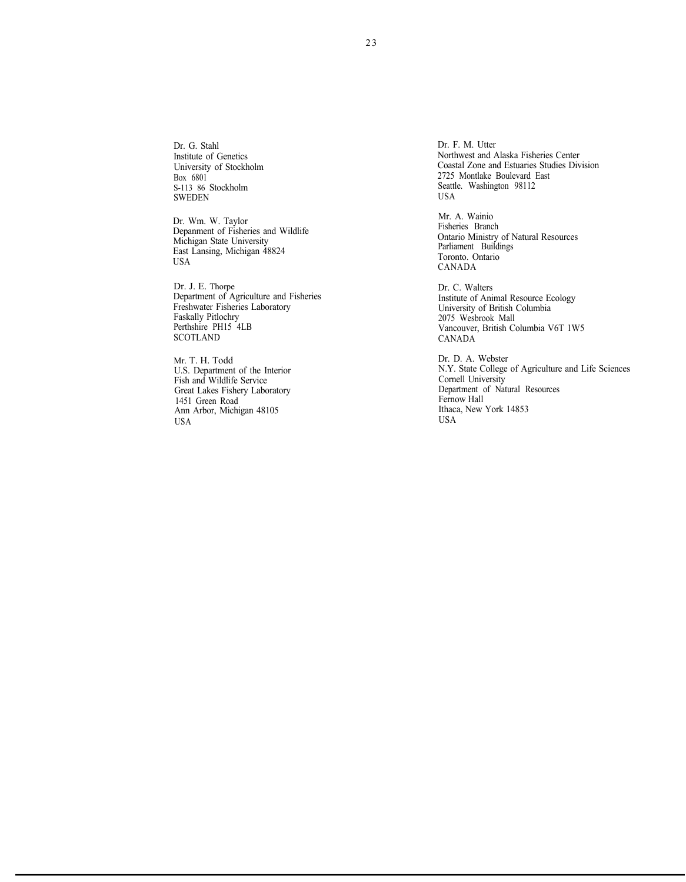Dr. G. Stahl
Institute of Genetics
University of Stockholm
Box 6801
S-113 86 Stockholm
SWEDEN

Dr. Wm. W. Taylor
Depanment of Fisheries and Wildlife
Michigan State University
East Lansing, Michigan 48824
USA

Dr. J. E. Thorpe
Department of Agriculture and Fisheries
Freshwater Fisheries Laboratory
Faskally Pitlochry
Perthshire PH15 4LB
SCOTLAND

Mr. T. H. Todd
U.S. Department of the Interior
Fish and Wildlife Service
Great Lakes Fishery Laboratory
1451 Green Road
Ann Arbor, Michigan 48105
USA

Dr. F. M. Utter
Northwest and Alaska Fisheries Center
Coastal Zone and Estuaries Studies Division
2725 Montlake Boulevard East
Seattle. Washington 98112
USA

Mr. A. Wainio
Fisheries Branch
Ontario Ministry of Natural Resources
Parliament Buildings
Toronto. Ontario
CANADA

Dr. C. Walters
Institute of Animal Resource Ecology
University of British Columbia
2075 Wesbrook Mall
Vancouver, British Columbia V6T 1W5
CANADA

Dr. D. A. Webster
N.Y. State College of Agriculture and Life Sciences
Cornell University
Department of Natural Resources
Fernow Hall
Ithaca, New York 14853
USA